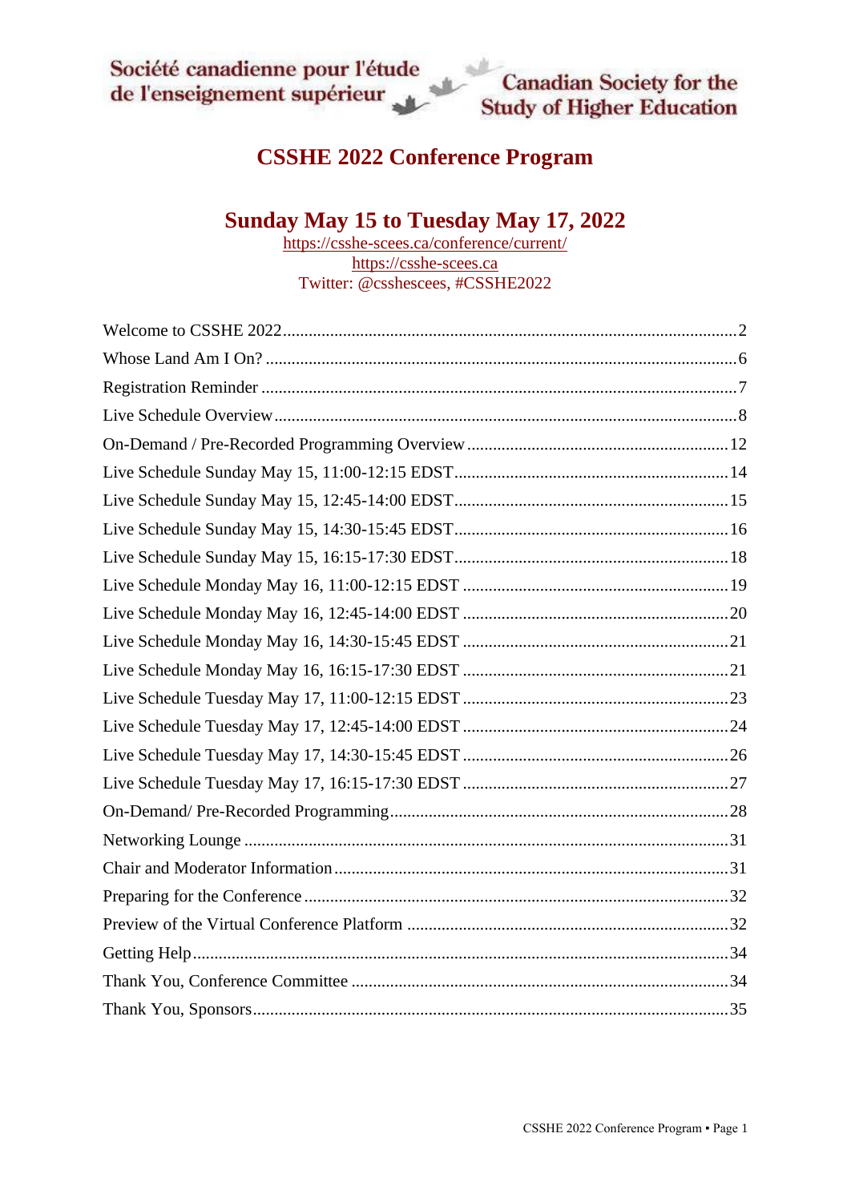Société canadienne pour l'étude de l'enseignement supérieur

Canadian Society for the Study of Higher Education

# CSSHE 2022 Conference Program

## Sunday May 15 to Tuesday May 17, 2022

https://csshe-scees.ca/conference/current/

https://csshe-scees.ca

Twitter: @csshescees, #CSSHE2022

Welcome to CSSHE 2022 .....2

Whose Land Am I On? .....6

Registration Reminder .....7

Live Schedule Overview .....8

On-Demand / Pre-Recorded Programming Overview .....12

Live Schedule Sunday May 15, 11:00-12:15 EDST .....14

Live Schedule Sunday May 15, 12:45-14:00 EDST .....15

Live Schedule Sunday May 15, 14:30-15:45 EDST .....16

Live Schedule Sunday May 15, 16:15-17:30 EDST .....18

Live Schedule Monday May 16, 11:00-12:15 EDST .....19

Live Schedule Monday May 16, 12:45-14:00 EDST .....20

Live Schedule Monday May 16, 14:30-15:45 EDST .....21

Live Schedule Monday May 16, 16:15-17:30 EDST .....21

Live Schedule Tuesday May 17, 11:00-12:15 EDST .....23

Live Schedule Tuesday May 17, 12:45-14:00 EDST .....24

Live Schedule Tuesday May 17, 14:30-15:45 EDST .....26

Live Schedule Tuesday May 17, 16:15-17:30 EDST .....27

On-Demand/ Pre-Recorded Programming .....28

Networking Lounge .....31

Chair and Moderator Information .....31

Preparing for the Conference .....32

Preview of the Virtual Conference Platform .....32

Getting Help .....34

Thank You, Conference Committee .....34

Thank You, Sponsors .....35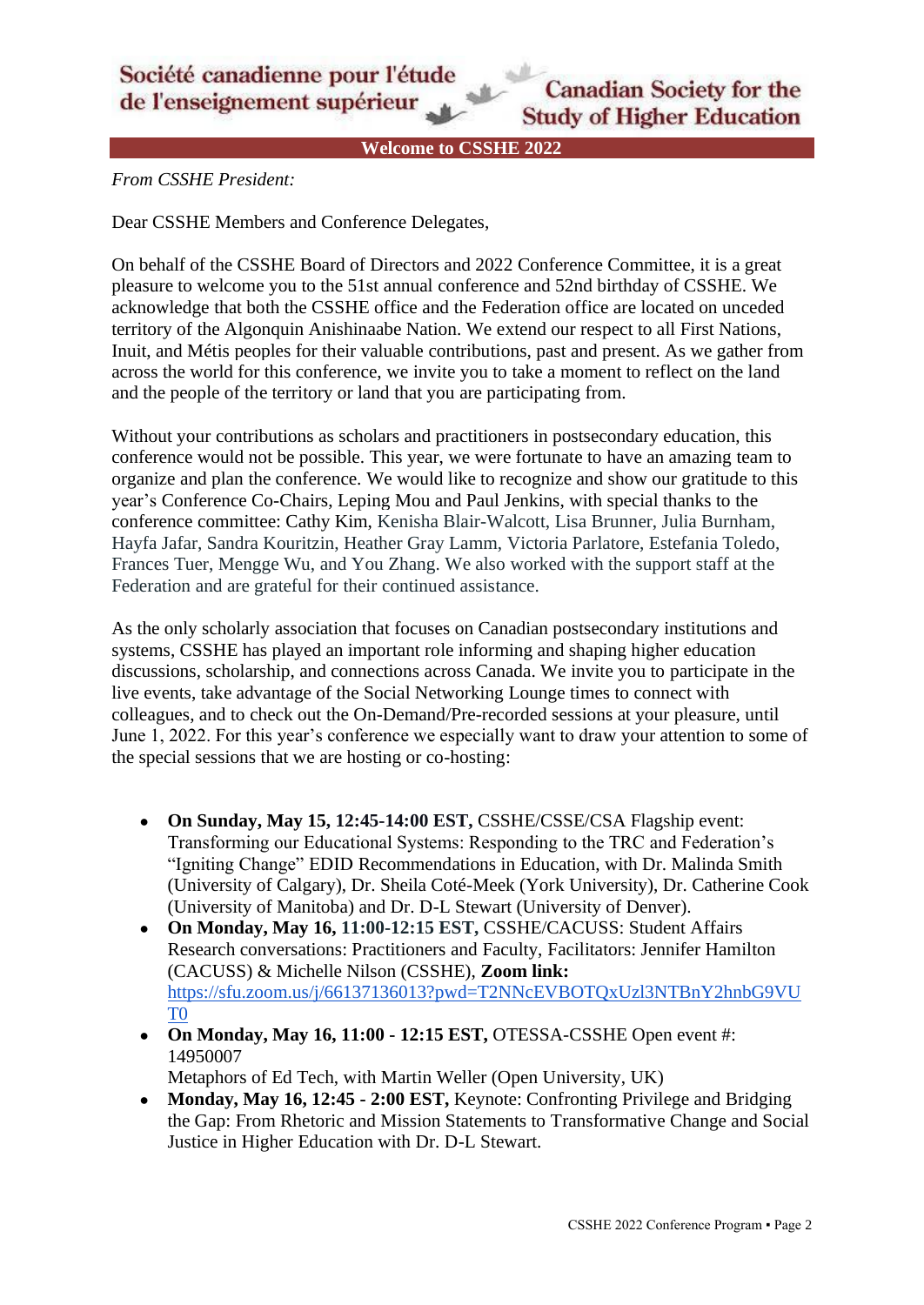Société canadienne pour l'étude de l'enseignement supérieur

Canadian Society for the Study of Higher Education

## Welcome to CSSHE 2022

*From CSSHE President:*

Dear CSSHE Members and Conference Delegates,

On behalf of the CSSHE Board of Directors and 2022 Conference Committee, it is a great pleasure to welcome you to the 51st annual conference and 52nd birthday of CSSHE. We acknowledge that both the CSSHE office and the Federation office are located on unceded territory of the Algonquin Anishinaabe Nation. We extend our respect to all First Nations, Inuit, and Métis peoples for their valuable contributions, past and present. As we gather from across the world for this conference, we invite you to take a moment to reflect on the land and the people of the territory or land that you are participating from.

Without your contributions as scholars and practitioners in postsecondary education, this conference would not be possible. This year, we were fortunate to have an amazing team to organize and plan the conference. We would like to recognize and show our gratitude to this year's Conference Co-Chairs, Leping Mou and Paul Jenkins, with special thanks to the conference committee: Cathy Kim, Kenisha Blair-Walcott, Lisa Brunner, Julia Burnham, Hayfa Jafar, Sandra Kouritzin, Heather Gray Lamm, Victoria Parlatore, Estefania Toledo, Frances Tuer, Mengge Wu, and You Zhang. We also worked with the support staff at the Federation and are grateful for their continued assistance.

As the only scholarly association that focuses on Canadian postsecondary institutions and systems, CSSHE has played an important role informing and shaping higher education discussions, scholarship, and connections across Canada. We invite you to participate in the live events, take advantage of the Social Networking Lounge times to connect with colleagues, and to check out the On-Demand/Pre-recorded sessions at your pleasure, until June 1, 2022. For this year's conference we especially want to draw your attention to some of the special sessions that we are hosting or co-hosting:

- **On Sunday, May 15, 12:45-14:00 EST,** CSSHE/CSSE/CSA Flagship event: Transforming our Educational Systems: Responding to the TRC and Federation's "Igniting Change" EDID Recommendations in Education, with Dr. Malinda Smith (University of Calgary), Dr. Sheila Coté-Meek (York University), Dr. Catherine Cook (University of Manitoba) and Dr. D-L Stewart (University of Denver).
- **On Monday, May 16, 11:00-12:15 EST,** CSSHE/CACUSS: Student Affairs Research conversations: Practitioners and Faculty, Facilitators: Jennifer Hamilton (CACUSS) & Michelle Nilson (CSSHE), **Zoom link:** https://sfu.zoom.us/j/66137136013?pwd=T2NNcEVBOTQxUzl3NTBnY2hnbG9VUT0
- **On Monday, May 16, 11:00 - 12:15 EST,** OTESSA-CSSHE Open event #: 14950007
  Metaphors of Ed Tech, with Martin Weller (Open University, UK)
- **Monday, May 16, 12:45 - 2:00 EST,** Keynote: Confronting Privilege and Bridging the Gap: From Rhetoric and Mission Statements to Transformative Change and Social Justice in Higher Education with Dr. D-L Stewart.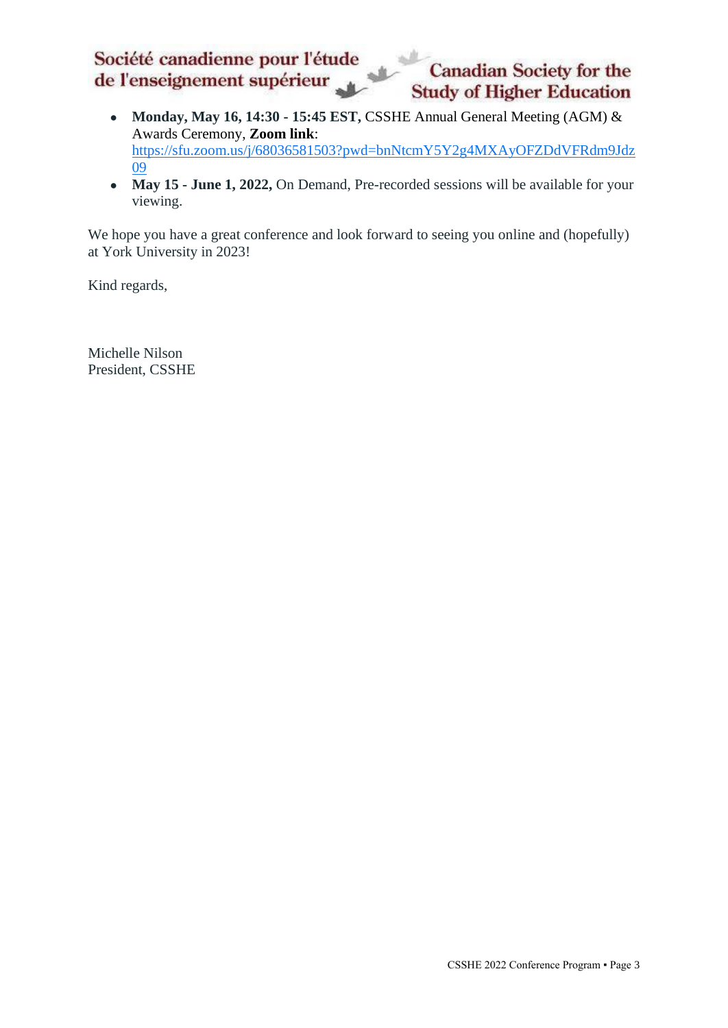- **Monday, May 16, 14:30 - 15:45 EST,** CSSHE Annual General Meeting (AGM) & Awards Ceremony, **Zoom link**: https://sfu.zoom.us/j/68036581503?pwd=bnNtcmY5Y2g4MXAyOFZDdVFRdm9Jdz09
- **May 15 - June 1, 2022,** On Demand, Pre-recorded sessions will be available for your viewing.

We hope you have a great conference and look forward to seeing you online and (hopefully) at York University in 2023!

Kind regards,

Michelle Nilson
President, CSSHE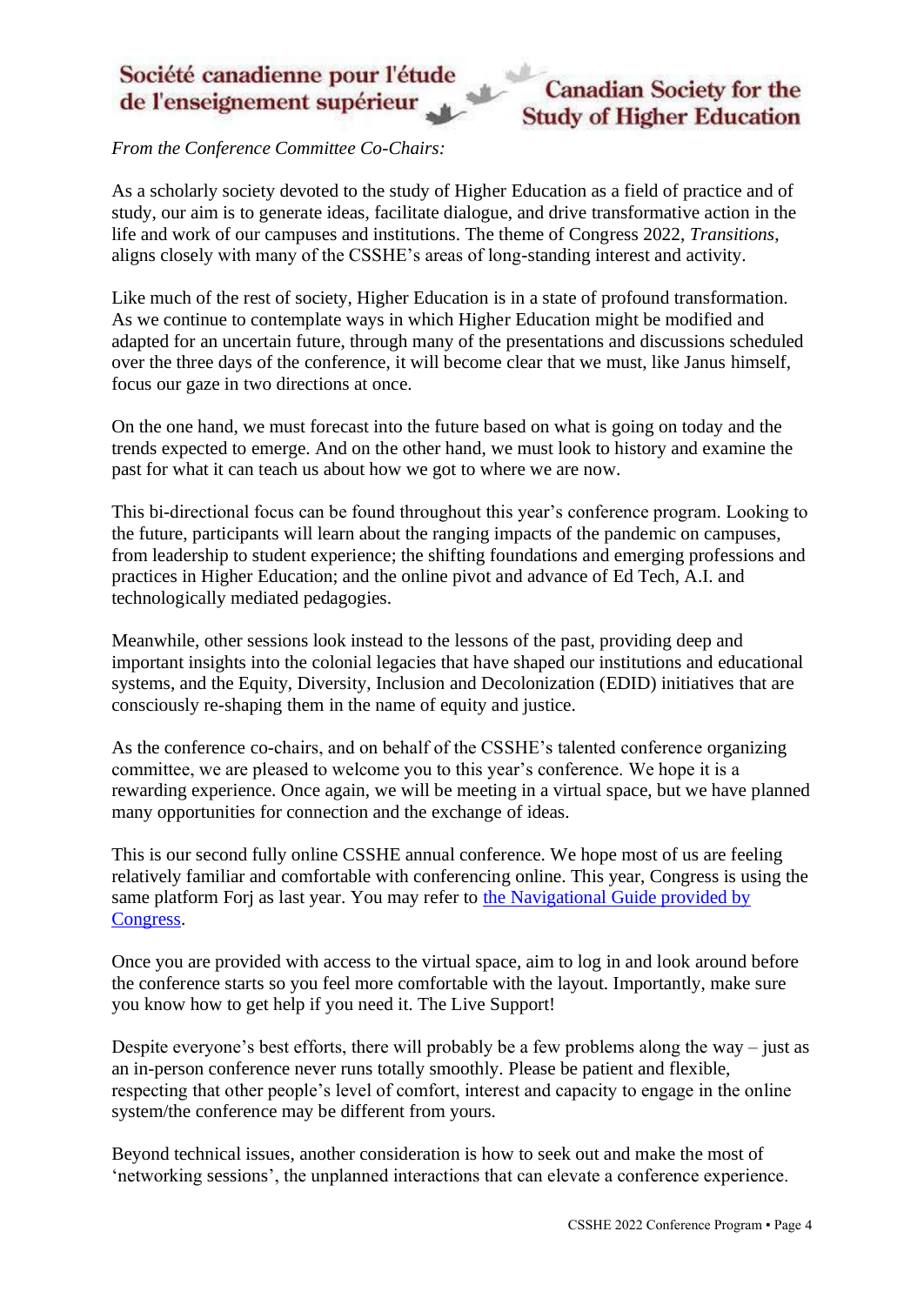*From the Conference Committee Co-Chairs:*

As a scholarly society devoted to the study of Higher Education as a field of practice and of study, our aim is to generate ideas, facilitate dialogue, and drive transformative action in the life and work of our campuses and institutions. The theme of Congress 2022, *Transitions*, aligns closely with many of the CSSHE's areas of long-standing interest and activity.

Like much of the rest of society, Higher Education is in a state of profound transformation. As we continue to contemplate ways in which Higher Education might be modified and adapted for an uncertain future, through many of the presentations and discussions scheduled over the three days of the conference, it will become clear that we must, like Janus himself, focus our gaze in two directions at once.

On the one hand, we must forecast into the future based on what is going on today and the trends expected to emerge. And on the other hand, we must look to history and examine the past for what it can teach us about how we got to where we are now.

This bi-directional focus can be found throughout this year's conference program. Looking to the future, participants will learn about the ranging impacts of the pandemic on campuses, from leadership to student experience; the shifting foundations and emerging professions and practices in Higher Education; and the online pivot and advance of Ed Tech, A.I. and technologically mediated pedagogies.

Meanwhile, other sessions look instead to the lessons of the past, providing deep and important insights into the colonial legacies that have shaped our institutions and educational systems, and the Equity, Diversity, Inclusion and Decolonization (EDID) initiatives that are consciously re-shaping them in the name of equity and justice.

As the conference co-chairs, and on behalf of the CSSHE's talented conference organizing committee, we are pleased to welcome you to this year's conference. We hope it is a rewarding experience. Once again, we will be meeting in a virtual space, but we have planned many opportunities for connection and the exchange of ideas.

This is our second fully online CSSHE annual conference. We hope most of us are feeling relatively familiar and comfortable with conferencing online. This year, Congress is using the same platform Forj as last year. You may refer to the Navigational Guide provided by Congress.

Once you are provided with access to the virtual space, aim to log in and look around before the conference starts so you feel more comfortable with the layout. Importantly, make sure you know how to get help if you need it. The Live Support!

Despite everyone's best efforts, there will probably be a few problems along the way – just as an in-person conference never runs totally smoothly. Please be patient and flexible, respecting that other people's level of comfort, interest and capacity to engage in the online system/the conference may be different from yours.

Beyond technical issues, another consideration is how to seek out and make the most of 'networking sessions', the unplanned interactions that can elevate a conference experience.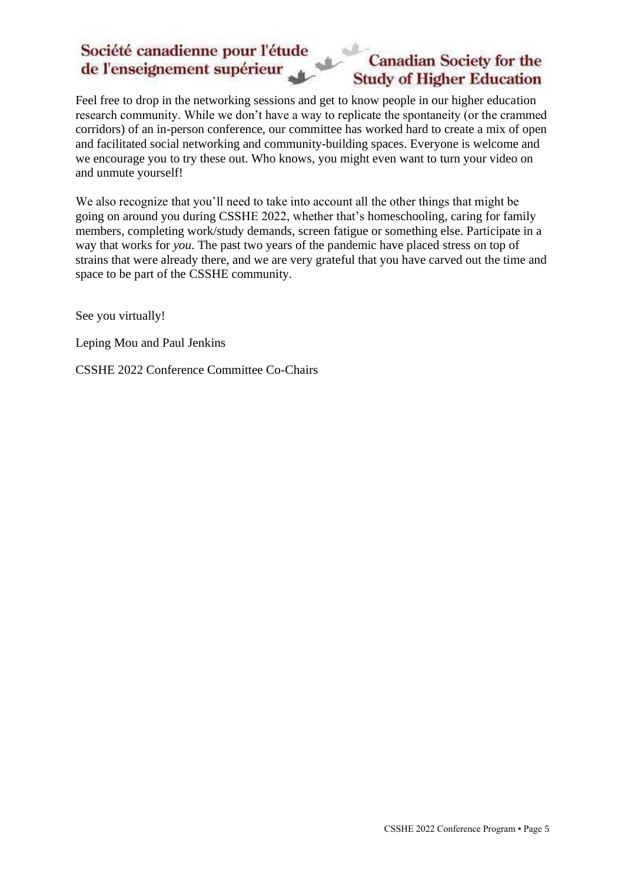Feel free to drop in the networking sessions and get to know people in our higher education research community. While we don't have a way to replicate the spontaneity (or the crammed corridors) of an in-person conference, our committee has worked hard to create a mix of open and facilitated social networking and community-building spaces. Everyone is welcome and we encourage you to try these out. Who knows, you might even want to turn your video on and unmute yourself!

We also recognize that you'll need to take into account all the other things that might be going on around you during CSSHE 2022, whether that's homeschooling, caring for family members, completing work/study demands, screen fatigue or something else. Participate in a way that works for *you*. The past two years of the pandemic have placed stress on top of strains that were already there, and we are very grateful that you have carved out the time and space to be part of the CSSHE community.

See you virtually!

Leping Mou and Paul Jenkins

CSSHE 2022 Conference Committee Co-Chairs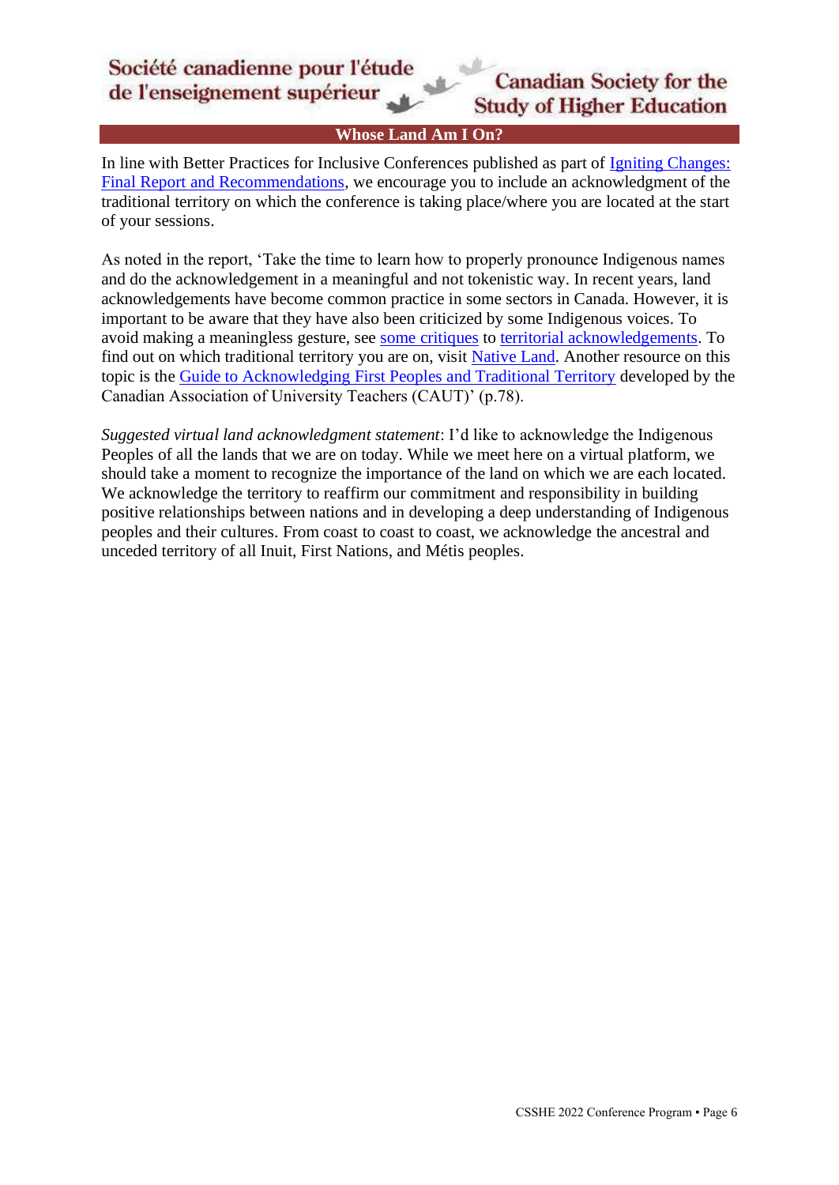## Whose Land Am I On?

In line with Better Practices for Inclusive Conferences published as part of Igniting Changes: Final Report and Recommendations, we encourage you to include an acknowledgment of the traditional territory on which the conference is taking place/where you are located at the start of your sessions.

As noted in the report, 'Take the time to learn how to properly pronounce Indigenous names and do the acknowledgement in a meaningful and not tokenistic way. In recent years, land acknowledgements have become common practice in some sectors in Canada. However, it is important to be aware that they have also been criticized by some Indigenous voices. To avoid making a meaningless gesture, see some critiques to territorial acknowledgements. To find out on which traditional territory you are on, visit Native Land. Another resource on this topic is the Guide to Acknowledging First Peoples and Traditional Territory developed by the Canadian Association of University Teachers (CAUT)' (p.78).

*Suggested virtual land acknowledgment statement*: I'd like to acknowledge the Indigenous Peoples of all the lands that we are on today. While we meet here on a virtual platform, we should take a moment to recognize the importance of the land on which we are each located. We acknowledge the territory to reaffirm our commitment and responsibility in building positive relationships between nations and in developing a deep understanding of Indigenous peoples and their cultures. From coast to coast to coast, we acknowledge the ancestral and unceded territory of all Inuit, First Nations, and Métis peoples.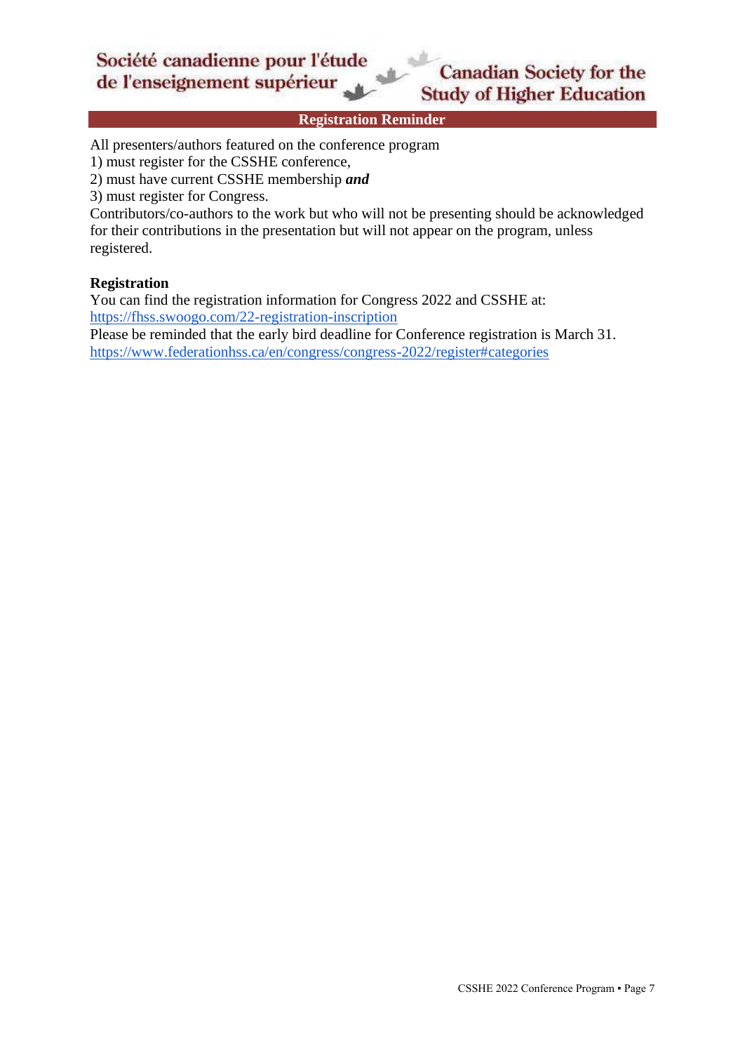## Registration Reminder

All presenters/authors featured on the conference program
1) must register for the CSSHE conference,
2) must have current CSSHE membership ***and***
3) must register for Congress.
Contributors/co-authors to the work but who will not be presenting should be acknowledged for their contributions in the presentation but will not appear on the program, unless registered.

**Registration**
You can find the registration information for Congress 2022 and CSSHE at:
https://fhss.swoogo.com/22-registration-inscription
Please be reminded that the early bird deadline for Conference registration is March 31.
https://www.federationhss.ca/en/congress/congress-2022/register#categories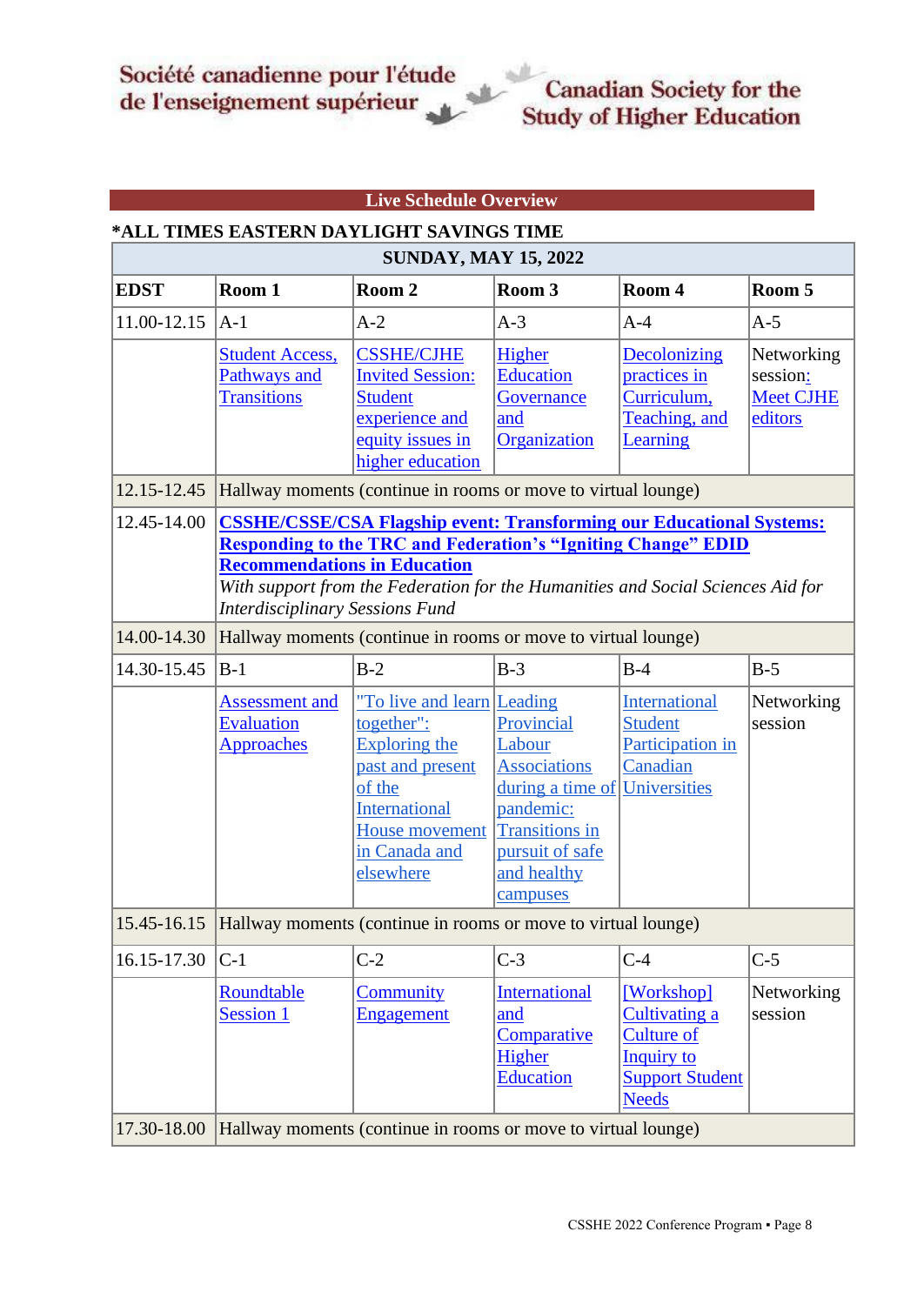Société canadienne pour l'étude de l'enseignement supérieur

Canadian Society for the Study of Higher Education

## Live Schedule Overview

**\*ALL TIMES EASTERN DAYLIGHT SAVINGS TIME**

| SUNDAY, MAY 15, 2022 | | | | | |
|---|---|---|---|---|---|
| **EDST** | **Room 1** | **Room 2** | **Room 3** | **Room 4** | **Room 5** |
| 11.00-12.15 | A-1 | A-2 | A-3 | A-4 | A-5 |
| | Student Access, Pathways and Transitions | CSSHE/CJHE Invited Session: Student experience and equity issues in higher education | Higher Education Governance and Organization | Decolonizing practices in Curriculum, Teaching, and Learning | Networking session: Meet CJHE editors |
| 12.15-12.45 | Hallway moments (continue in rooms or move to virtual lounge) | | | | |
| 12.45-14.00 | **CSSHE/CSSE/CSA Flagship event: Transforming our Educational Systems: Responding to the TRC and Federation's "Igniting Change" EDID Recommendations in Education** *With support from the Federation for the Humanities and Social Sciences Aid for Interdisciplinary Sessions Fund* | | | | |
| 14.00-14.30 | Hallway moments (continue in rooms or move to virtual lounge) | | | | |
| 14.30-15.45 | B-1 | B-2 | B-3 | B-4 | B-5 |
| | Assessment and Evaluation Approaches | "To live and learn together": Exploring the past and present of the International House movement in Canada and elsewhere | Leading Provincial Labour Associations during a time of pandemic: Transitions in pursuit of safe and healthy campuses | International Student Participation in Canadian Universities | Networking session |
| 15.45-16.15 | Hallway moments (continue in rooms or move to virtual lounge) | | | | |
| 16.15-17.30 | C-1 | C-2 | C-3 | C-4 | C-5 |
| | Roundtable Session 1 | Community Engagement | International and Comparative Higher Education | [Workshop] Cultivating a Culture of Inquiry to Support Student Needs | Networking session |
| 17.30-18.00 | Hallway moments (continue in rooms or move to virtual lounge) | | | | |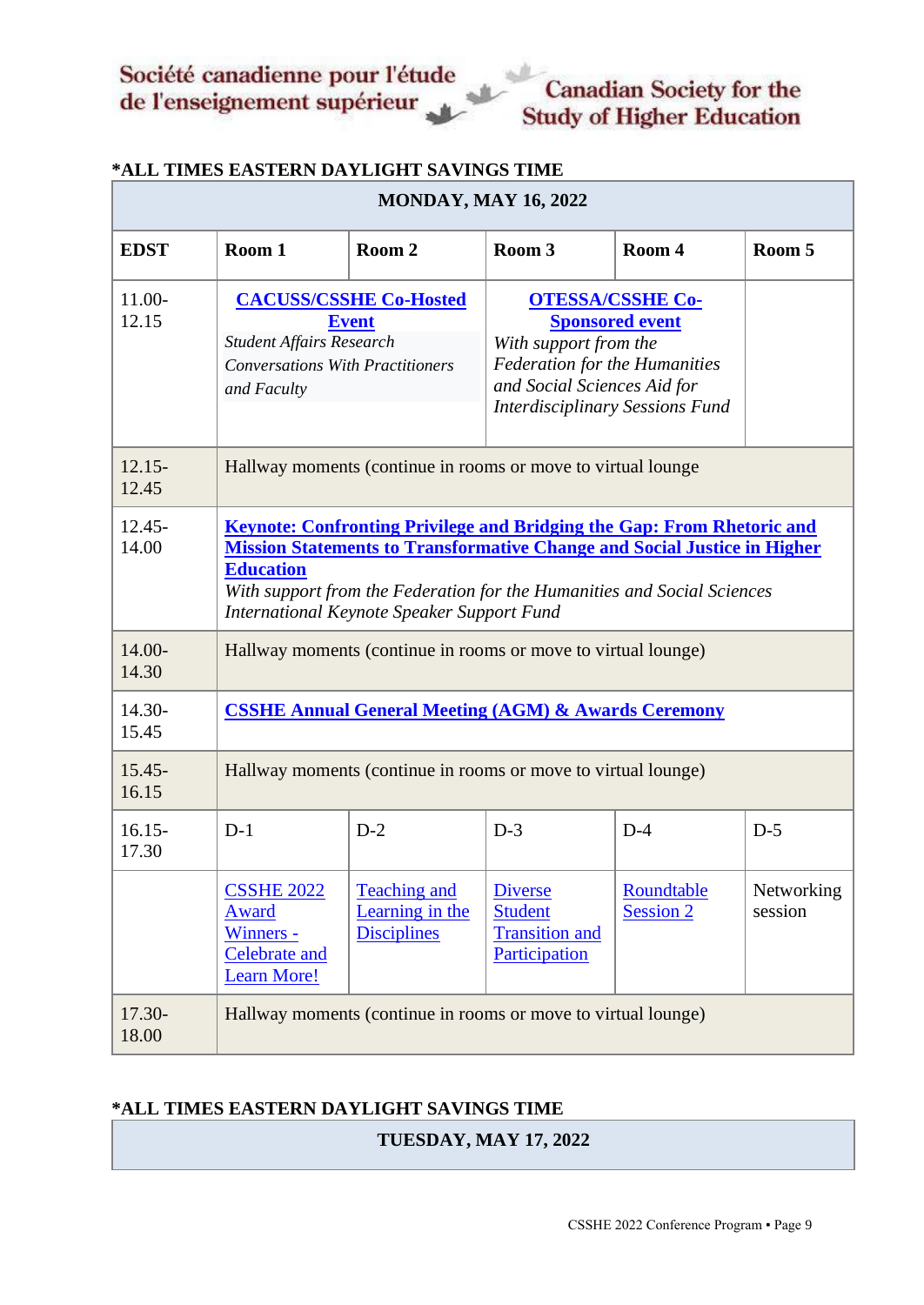Société canadienne pour l'étude de l'enseignement supérieur

Canadian Society for the Study of Higher Education

**\*ALL TIMES EASTERN DAYLIGHT SAVINGS TIME**

| MONDAY, MAY 16, 2022 | | | | | |
|---|---|---|---|---|---|
| **EDST** | **Room 1** | **Room 2** | **Room 3** | **Room 4** | **Room 5** |
| 11.00-12.15 | **CACUSS/CSSHE Co-Hosted Event** *Student Affairs Research Conversations With Practitioners and Faculty* | | **OTESSA/CSSHE Co-Sponsored event** *With support from the Federation for the Humanities and Social Sciences Aid for Interdisciplinary Sessions Fund* | | |
| 12.15-12.45 | Hallway moments (continue in rooms or move to virtual lounge | | | | |
| 12.45-14.00 | **Keynote: Confronting Privilege and Bridging the Gap: From Rhetoric and Mission Statements to Transformative Change and Social Justice in Higher Education** *With support from the Federation for the Humanities and Social Sciences International Keynote Speaker Support Fund* | | | | |
| 14.00-14.30 | Hallway moments (continue in rooms or move to virtual lounge) | | | | |
| 14.30-15.45 | **CSSHE Annual General Meeting (AGM) & Awards Ceremony** | | | | |
| 15.45-16.15 | Hallway moments (continue in rooms or move to virtual lounge) | | | | |
| 16.15-17.30 | D-1 | D-2 | D-3 | D-4 | D-5 |
| | CSSHE 2022 Award Winners - Celebrate and Learn More! | Teaching and Learning in the Disciplines | Diverse Student Transition and Participation | Roundtable Session 2 | Networking session |
| 17.30-18.00 | Hallway moments (continue in rooms or move to virtual lounge) | | | | |

**\*ALL TIMES EASTERN DAYLIGHT SAVINGS TIME**

| TUESDAY, MAY 17, 2022 |
|---|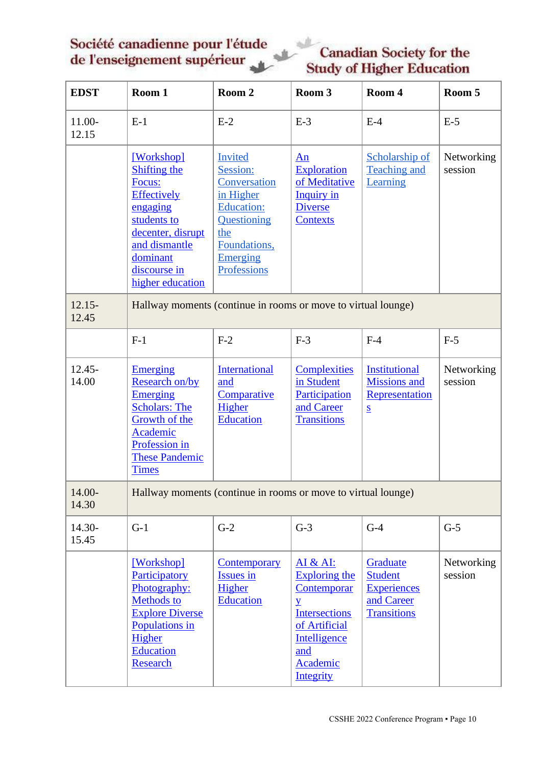| EDST | Room 1 | Room 2 | Room 3 | Room 4 | Room 5 |
|---|---|---|---|---|---|
| 11.00-12.15 | E-1 | E-2 | E-3 | E-4 | E-5 |
| | [Workshop] Shifting the Focus: Effectively engaging students to decenter, disrupt and dismantle dominant discourse in higher education | Invited Session: Conversation in Higher Education: Questioning the Foundations, Emerging Professions | An Exploration of Meditative Inquiry in Diverse Contexts | Scholarship of Teaching and Learning | Networking session |
| 12.15-12.45 | Hallway moments (continue in rooms or move to virtual lounge) | | | | |
| | F-1 | F-2 | F-3 | F-4 | F-5 |
| 12.45-14.00 | Emerging Research on/by Emerging Scholars: The Growth of the Academic Profession in These Pandemic Times | International and Comparative Higher Education | Complexities in Student Participation and Career Transitions | Institutional Missions and Representations | Networking session |
| 14.00-14.30 | Hallway moments (continue in rooms or move to virtual lounge) | | | | |
| 14.30-15.45 | G-1 | G-2 | G-3 | G-4 | G-5 |
| | [Workshop] Participatory Photography: Methods to Explore Diverse Populations in Higher Education Research | Contemporary Issues in Higher Education | AI & AI: Exploring the Contemporary Intersections of Artificial Intelligence and Academic Integrity | Graduate Student Experiences and Career Transitions | Networking session |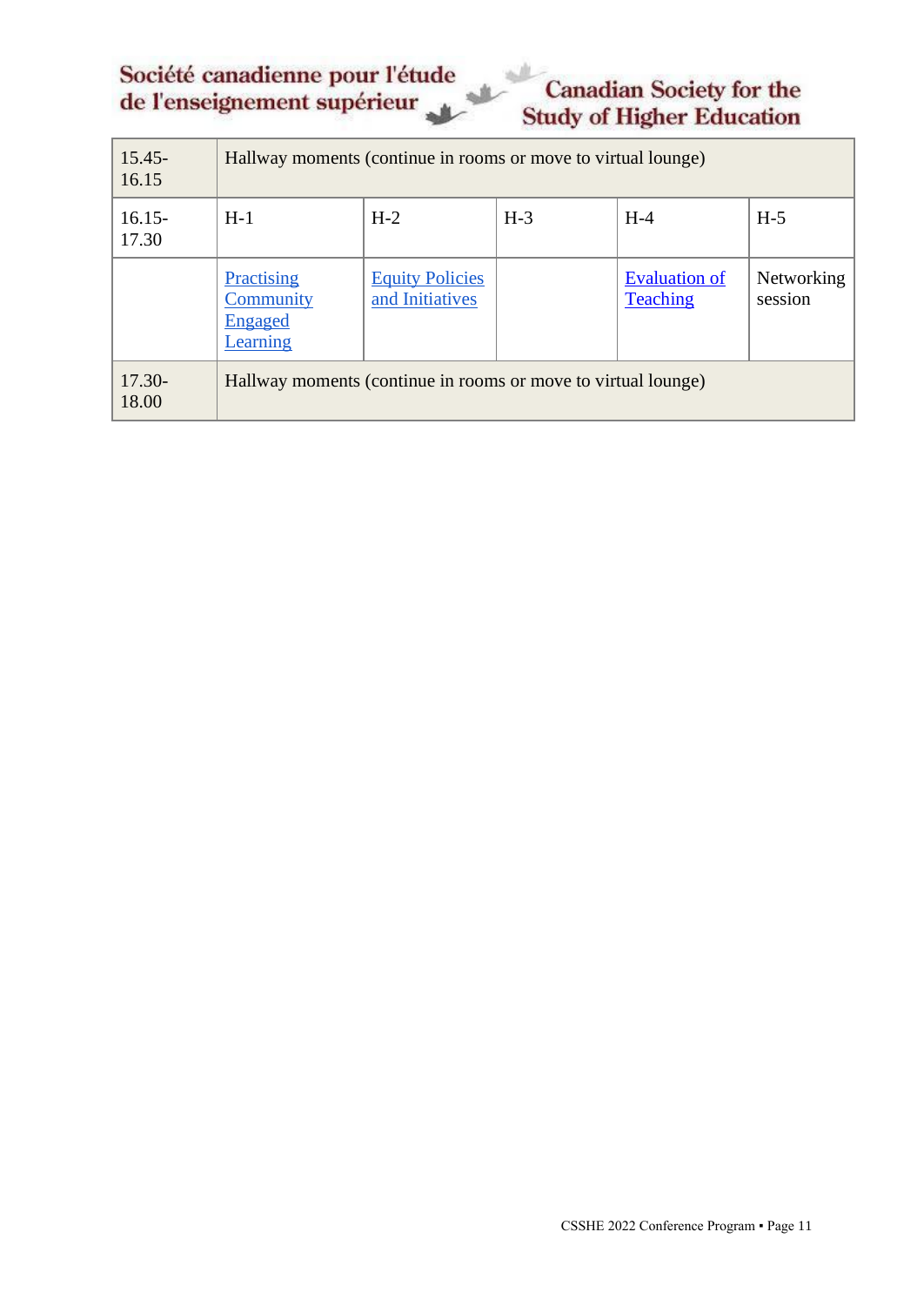| 15.45-16.15 | Hallway moments (continue in rooms or move to virtual lounge) | | | | |
|---|---|---|---|---|---|
| 16.15-17.30 | H-1 | H-2 | H-3 | H-4 | H-5 |
| | Practising Community Engaged Learning | Equity Policies and Initiatives | | Evaluation of Teaching | Networking session |
| 17.30-18.00 | Hallway moments (continue in rooms or move to virtual lounge) | | | | |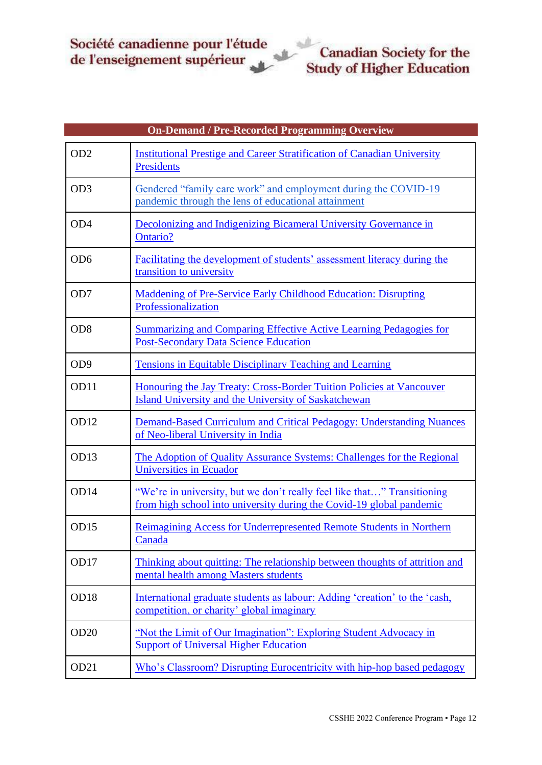Société canadienne pour l'étude de l'enseignement supérieur

Canadian Society for the Study of Higher Education

## On-Demand / Pre-Recorded Programming Overview

| | |
|---|---|
| OD2 | Institutional Prestige and Career Stratification of Canadian University Presidents |
| OD3 | Gendered “family care work” and employment during the COVID-19 pandemic through the lens of educational attainment |
| OD4 | Decolonizing and Indigenizing Bicameral University Governance in Ontario? |
| OD6 | Facilitating the development of students’ assessment literacy during the transition to university |
| OD7 | Maddening of Pre-Service Early Childhood Education: Disrupting Professionalization |
| OD8 | Summarizing and Comparing Effective Active Learning Pedagogies for Post-Secondary Data Science Education |
| OD9 | Tensions in Equitable Disciplinary Teaching and Learning |
| OD11 | Honouring the Jay Treaty: Cross-Border Tuition Policies at Vancouver Island University and the University of Saskatchewan |
| OD12 | Demand-Based Curriculum and Critical Pedagogy: Understanding Nuances of Neo-liberal University in India |
| OD13 | The Adoption of Quality Assurance Systems: Challenges for the Regional Universities in Ecuador |
| OD14 | “We’re in university, but we don’t really feel like that…” Transitioning from high school into university during the Covid-19 global pandemic |
| OD15 | Reimagining Access for Underrepresented Remote Students in Northern Canada |
| OD17 | Thinking about quitting: The relationship between thoughts of attrition and mental health among Masters students |
| OD18 | International graduate students as labour: Adding ‘creation’ to the ‘cash, competition, or charity’ global imaginary |
| OD20 | “Not the Limit of Our Imagination”: Exploring Student Advocacy in Support of Universal Higher Education |
| OD21 | Who’s Classroom? Disrupting Eurocentricity with hip-hop based pedagogy |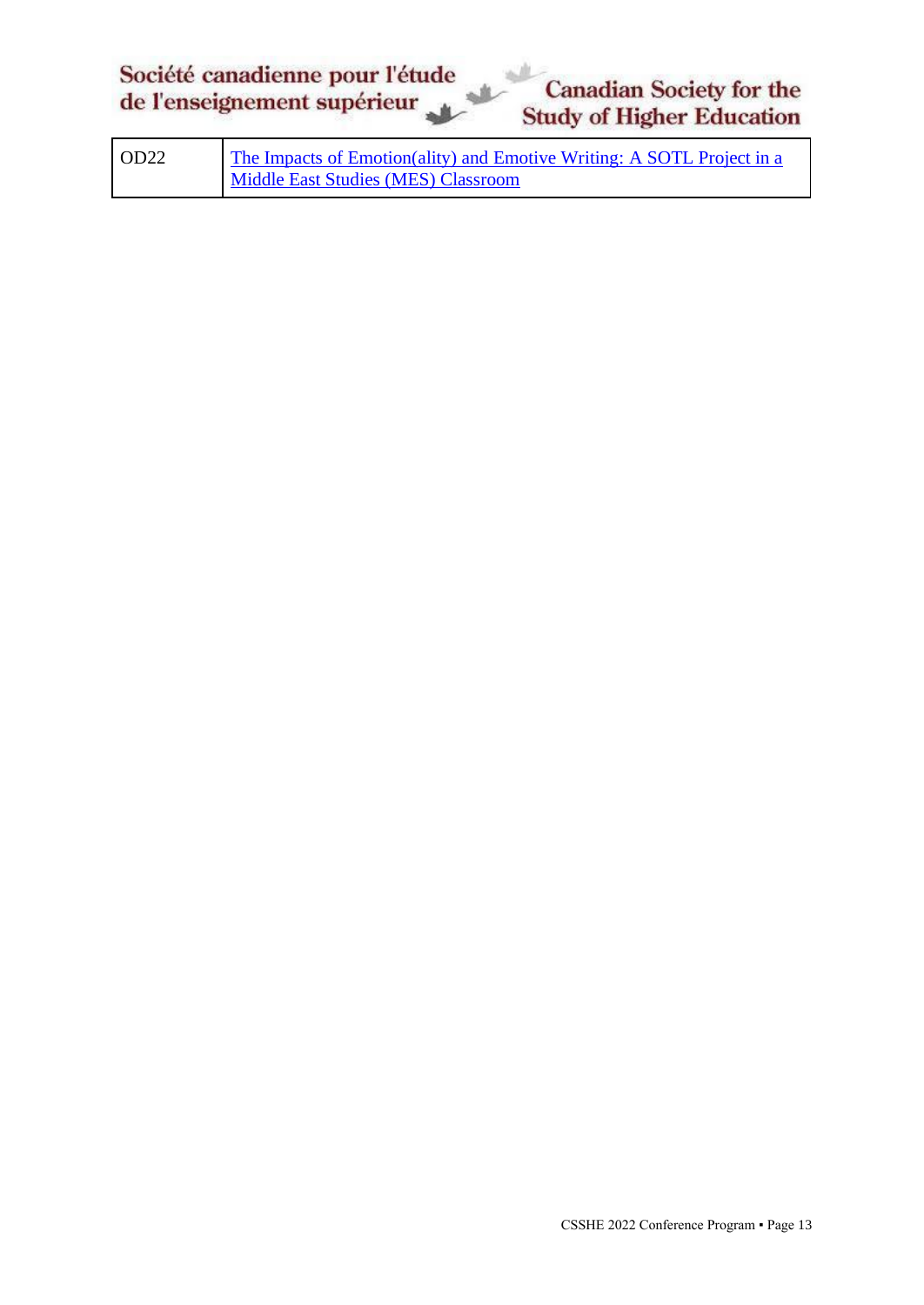| OD22 | [The Impacts of Emotion(ality) and Emotive Writing: A SOTL Project in a Middle East Studies (MES) Classroom]() |
|---|---|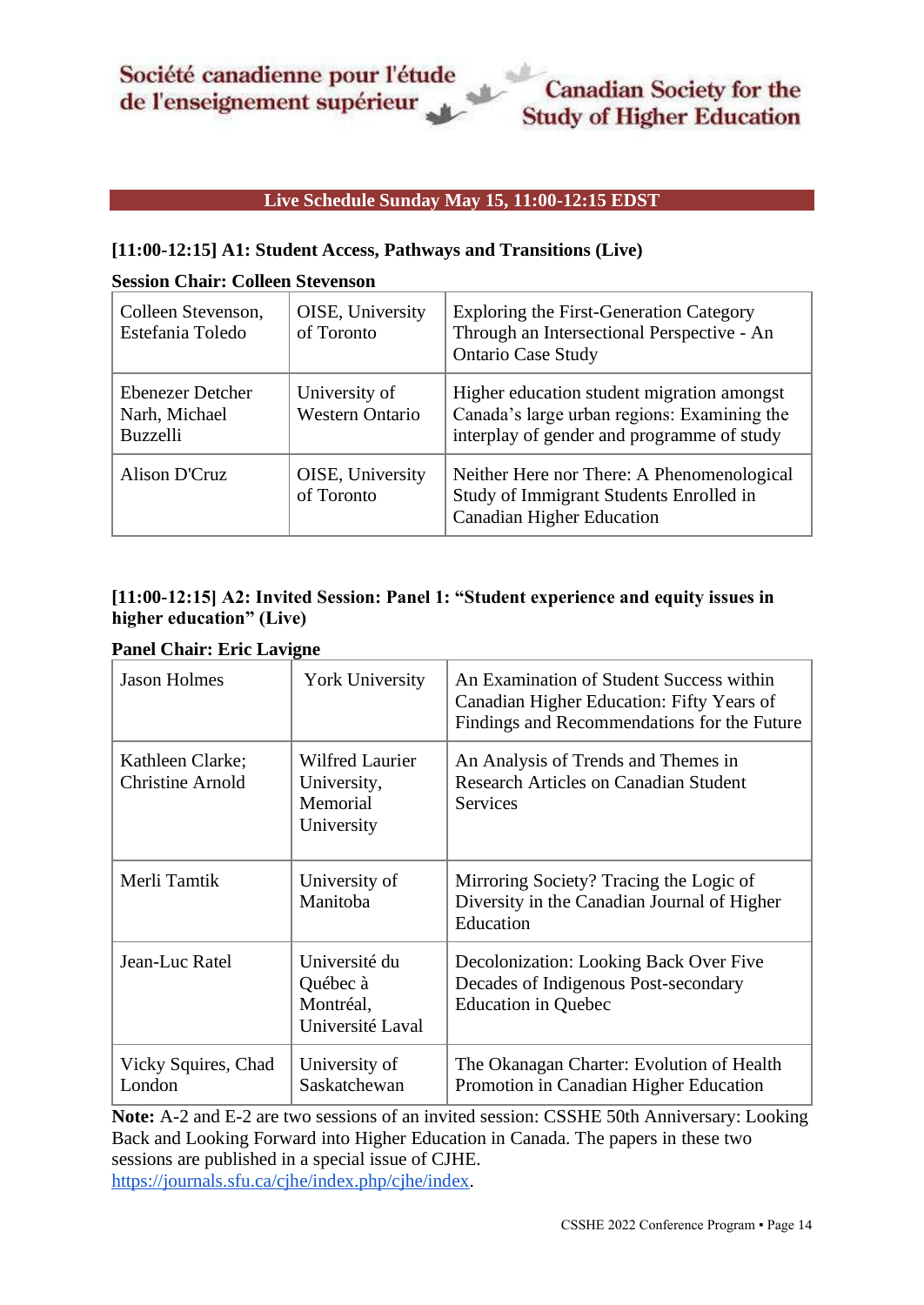Société canadienne pour l'étude de l'enseignement supérieur

Canadian Society for the Study of Higher Education

## Live Schedule Sunday May 15, 11:00-12:15 EDST

### [11:00-12:15] A1: Student Access, Pathways and Transitions (Live)

**Session Chair: Colleen Stevenson**

| | | |
|---|---|---|
| Colleen Stevenson, Estefania Toledo | OISE, University of Toronto | Exploring the First-Generation Category Through an Intersectional Perspective - An Ontario Case Study |
| Ebenezer Detcher Narh, Michael Buzzelli | University of Western Ontario | Higher education student migration amongst Canada's large urban regions: Examining the interplay of gender and programme of study |
| Alison D'Cruz | OISE, University of Toronto | Neither Here nor There: A Phenomenological Study of Immigrant Students Enrolled in Canadian Higher Education |

### [11:00-12:15] A2: Invited Session: Panel 1: "Student experience and equity issues in higher education" (Live)

**Panel Chair: Eric Lavigne**

| | | |
|---|---|---|
| Jason Holmes | York University | An Examination of Student Success within Canadian Higher Education: Fifty Years of Findings and Recommendations for the Future |
| Kathleen Clarke; Christine Arnold | Wilfred Laurier University, Memorial University | An Analysis of Trends and Themes in Research Articles on Canadian Student Services |
| Merli Tamtik | University of Manitoba | Mirroring Society? Tracing the Logic of Diversity in the Canadian Journal of Higher Education |
| Jean-Luc Ratel | Université du Québec à Montréal, Université Laval | Decolonization: Looking Back Over Five Decades of Indigenous Post-secondary Education in Quebec |
| Vicky Squires, Chad London | University of Saskatchewan | The Okanagan Charter: Evolution of Health Promotion in Canadian Higher Education |

**Note:** A-2 and E-2 are two sessions of an invited session: CSSHE 50th Anniversary: Looking Back and Looking Forward into Higher Education in Canada. The papers in these two sessions are published in a special issue of CJHE. https://journals.sfu.ca/cjhe/index.php/cjhe/index.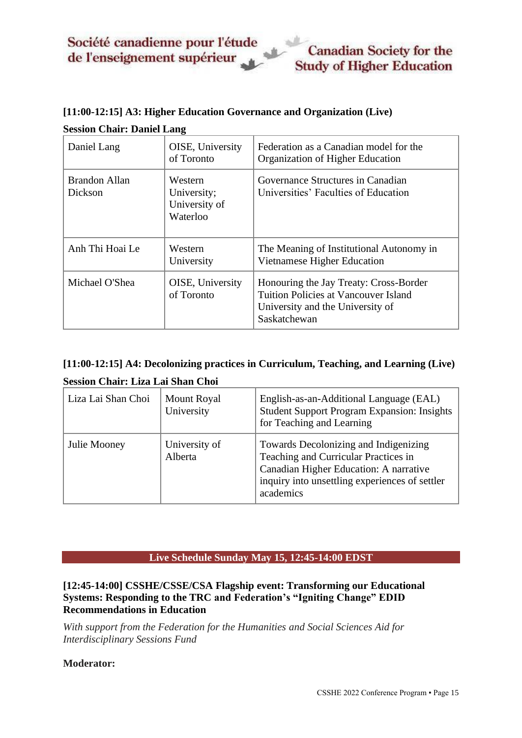**[11:00-12:15] A3: Higher Education Governance and Organization (Live)**

**Session Chair: Daniel Lang**

| Daniel Lang | OISE, University of Toronto | Federation as a Canadian model for the Organization of Higher Education |
|---|---|---|
| Brandon Allan Dickson | Western University; University of Waterloo | Governance Structures in Canadian Universities' Faculties of Education |
| Anh Thi Hoai Le | Western University | The Meaning of Institutional Autonomy in Vietnamese Higher Education |
| Michael O'Shea | OISE, University of Toronto | Honouring the Jay Treaty: Cross-Border Tuition Policies at Vancouver Island University and the University of Saskatchewan |

**[11:00-12:15] A4: Decolonizing practices in Curriculum, Teaching, and Learning (Live)**

**Session Chair: Liza Lai Shan Choi**

| Liza Lai Shan Choi | Mount Royal University | English-as-an-Additional Language (EAL) Student Support Program Expansion: Insights for Teaching and Learning |
|---|---|---|
| Julie Mooney | University of Alberta | Towards Decolonizing and Indigenizing Teaching and Curricular Practices in Canadian Higher Education: A narrative inquiry into unsettling experiences of settler academics |

## Live Schedule Sunday May 15, 12:45-14:00 EDST

**[12:45-14:00] CSSHE/CSSE/CSA Flagship event: Transforming our Educational Systems: Responding to the TRC and Federation's "Igniting Change" EDID Recommendations in Education**

*With support from the Federation for the Humanities and Social Sciences Aid for Interdisciplinary Sessions Fund*

**Moderator:**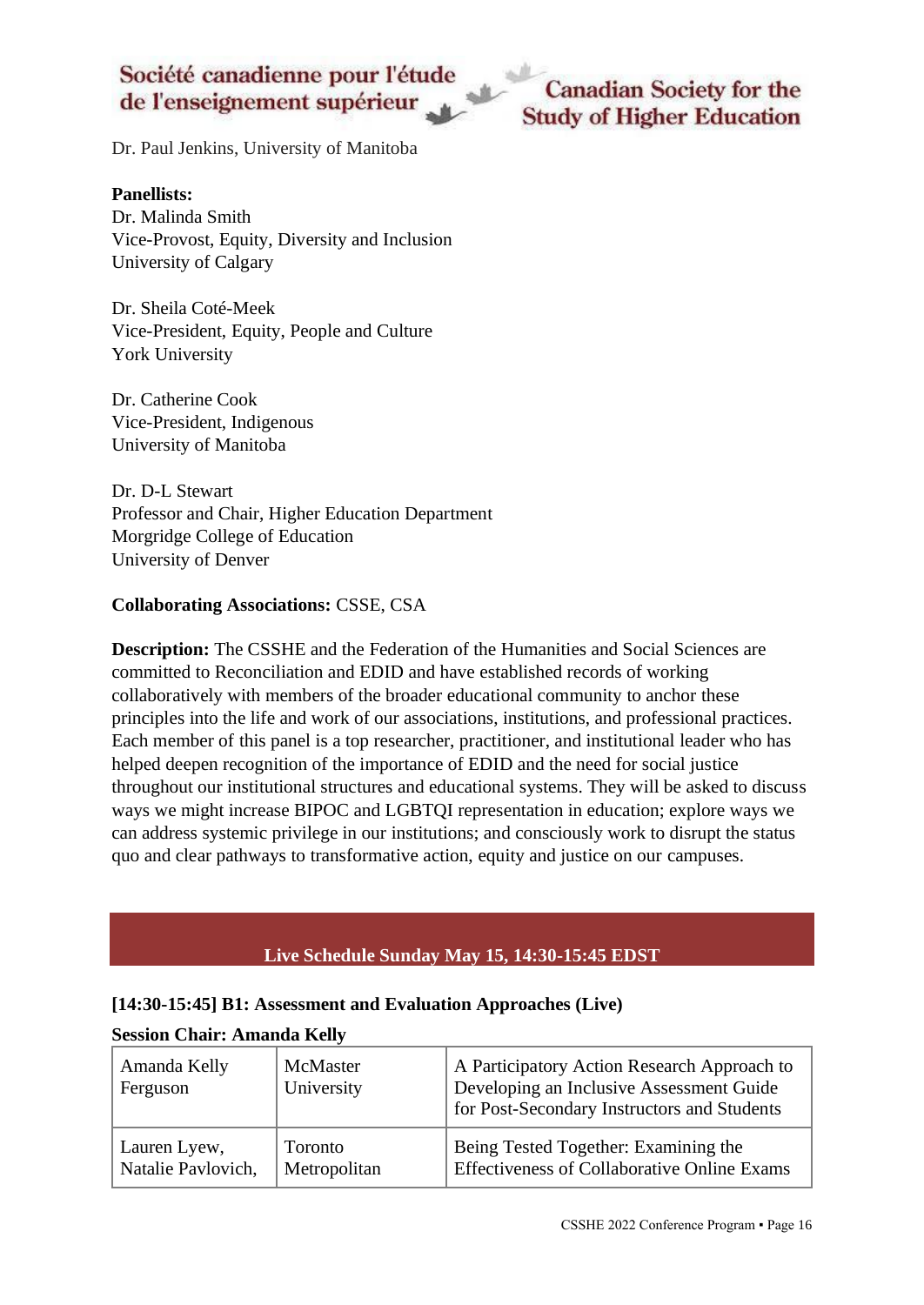Dr. Paul Jenkins, University of Manitoba

**Panellists:**
Dr. Malinda Smith
Vice-Provost, Equity, Diversity and Inclusion
University of Calgary

Dr. Sheila Coté-Meek
Vice-President, Equity, People and Culture
York University

Dr. Catherine Cook
Vice-President, Indigenous
University of Manitoba

Dr. D-L Stewart
Professor and Chair, Higher Education Department
Morgridge College of Education
University of Denver

**Collaborating Associations:** CSSE, CSA

**Description:** The CSSHE and the Federation of the Humanities and Social Sciences are committed to Reconciliation and EDID and have established records of working collaboratively with members of the broader educational community to anchor these principles into the life and work of our associations, institutions, and professional practices. Each member of this panel is a top researcher, practitioner, and institutional leader who has helped deepen recognition of the importance of EDID and the need for social justice throughout our institutional structures and educational systems. They will be asked to discuss ways we might increase BIPOC and LGBTQI representation in education; explore ways we can address systemic privilege in our institutions; and consciously work to disrupt the status quo and clear pathways to transformative action, equity and justice on our campuses.

## Live Schedule Sunday May 15, 14:30-15:45 EDST

### [14:30-15:45] B1: Assessment and Evaluation Approaches (Live)

**Session Chair: Amanda Kelly**

| | | |
|---|---|---|
| Amanda Kelly Ferguson | McMaster University | A Participatory Action Research Approach to Developing an Inclusive Assessment Guide for Post-Secondary Instructors and Students |
| Lauren Lyew, Natalie Pavlovich, | Toronto Metropolitan | Being Tested Together: Examining the Effectiveness of Collaborative Online Exams |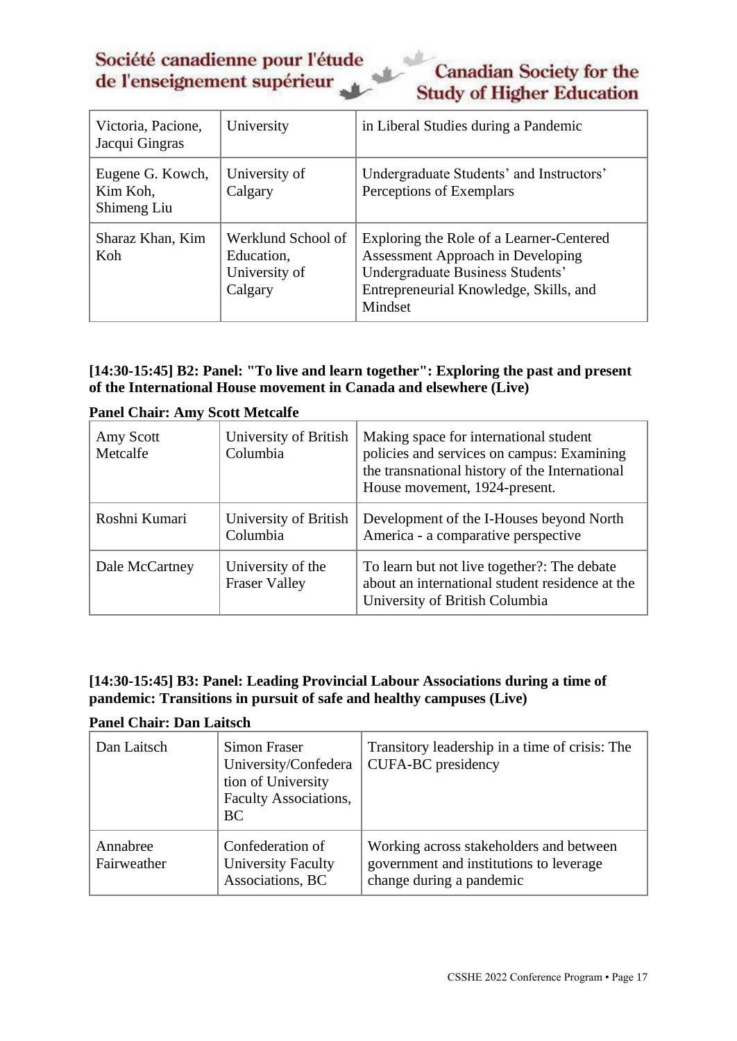| Victoria, Pacione, Jacqui Gingras | University | in Liberal Studies during a Pandemic |
|---|---|---|
| Eugene G. Kowch, Kim Koh, Shimeng Liu | University of Calgary | Undergraduate Students' and Instructors' Perceptions of Exemplars |
| Sharaz Khan, Kim Koh | Werklund School of Education, University of Calgary | Exploring the Role of a Learner-Centered Assessment Approach in Developing Undergraduate Business Students' Entrepreneurial Knowledge, Skills, and Mindset |

### [14:30-15:45] B2: Panel: "To live and learn together": Exploring the past and present of the International House movement in Canada and elsewhere (Live)

**Panel Chair: Amy Scott Metcalfe**

| Amy Scott Metcalfe | University of British Columbia | Making space for international student policies and services on campus: Examining the transnational history of the International House movement, 1924-present. |
|---|---|---|
| Roshni Kumari | University of British Columbia | Development of the I-Houses beyond North America - a comparative perspective |
| Dale McCartney | University of the Fraser Valley | To learn but not live together?: The debate about an international student residence at the University of British Columbia |

### [14:30-15:45] B3: Panel: Leading Provincial Labour Associations during a time of pandemic: Transitions in pursuit of safe and healthy campuses (Live)

**Panel Chair: Dan Laitsch**

| Dan Laitsch | Simon Fraser University/Confederation of University Faculty Associations, BC | Transitory leadership in a time of crisis: The CUFA-BC presidency |
|---|---|---|
| Annabree Fairweather | Confederation of University Faculty Associations, BC | Working across stakeholders and between government and institutions to leverage change during a pandemic |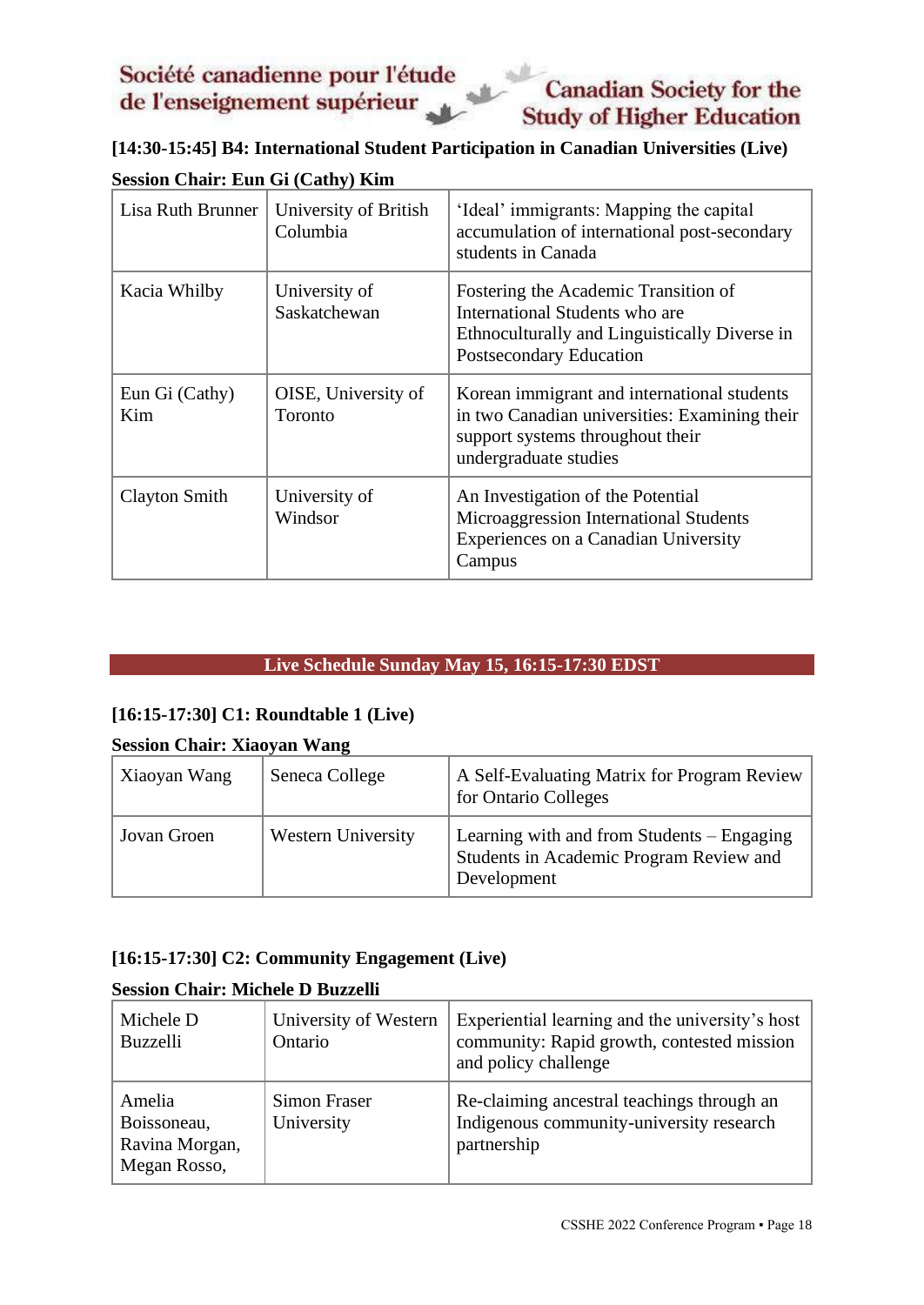**[14:30-15:45] B4: International Student Participation in Canadian Universities (Live)**

**Session Chair: Eun Gi (Cathy) Kim**

| | | |
|---|---|---|
| Lisa Ruth Brunner | University of British Columbia | 'Ideal' immigrants: Mapping the capital accumulation of international post-secondary students in Canada |
| Kacia Whilby | University of Saskatchewan | Fostering the Academic Transition of International Students who are Ethnoculturally and Linguistically Diverse in Postsecondary Education |
| Eun Gi (Cathy) Kim | OISE, University of Toronto | Korean immigrant and international students in two Canadian universities: Examining their support systems throughout their undergraduate studies |
| Clayton Smith | University of Windsor | An Investigation of the Potential Microaggression International Students Experiences on a Canadian University Campus |

## Live Schedule Sunday May 15, 16:15-17:30 EDST

**[16:15-17:30] C1: Roundtable 1 (Live)**

**Session Chair: Xiaoyan Wang**

| | | |
|---|---|---|
| Xiaoyan Wang | Seneca College | A Self-Evaluating Matrix for Program Review for Ontario Colleges |
| Jovan Groen | Western University | Learning with and from Students – Engaging Students in Academic Program Review and Development |

**[16:15-17:30] C2: Community Engagement (Live)**

**Session Chair: Michele D Buzzelli**

| | | |
|---|---|---|
| Michele D Buzzelli | University of Western Ontario | Experiential learning and the university's host community: Rapid growth, contested mission and policy challenge |
| Amelia Boissoneau, Ravina Morgan, Megan Rosso, | Simon Fraser University | Re-claiming ancestral teachings through an Indigenous community-university research partnership |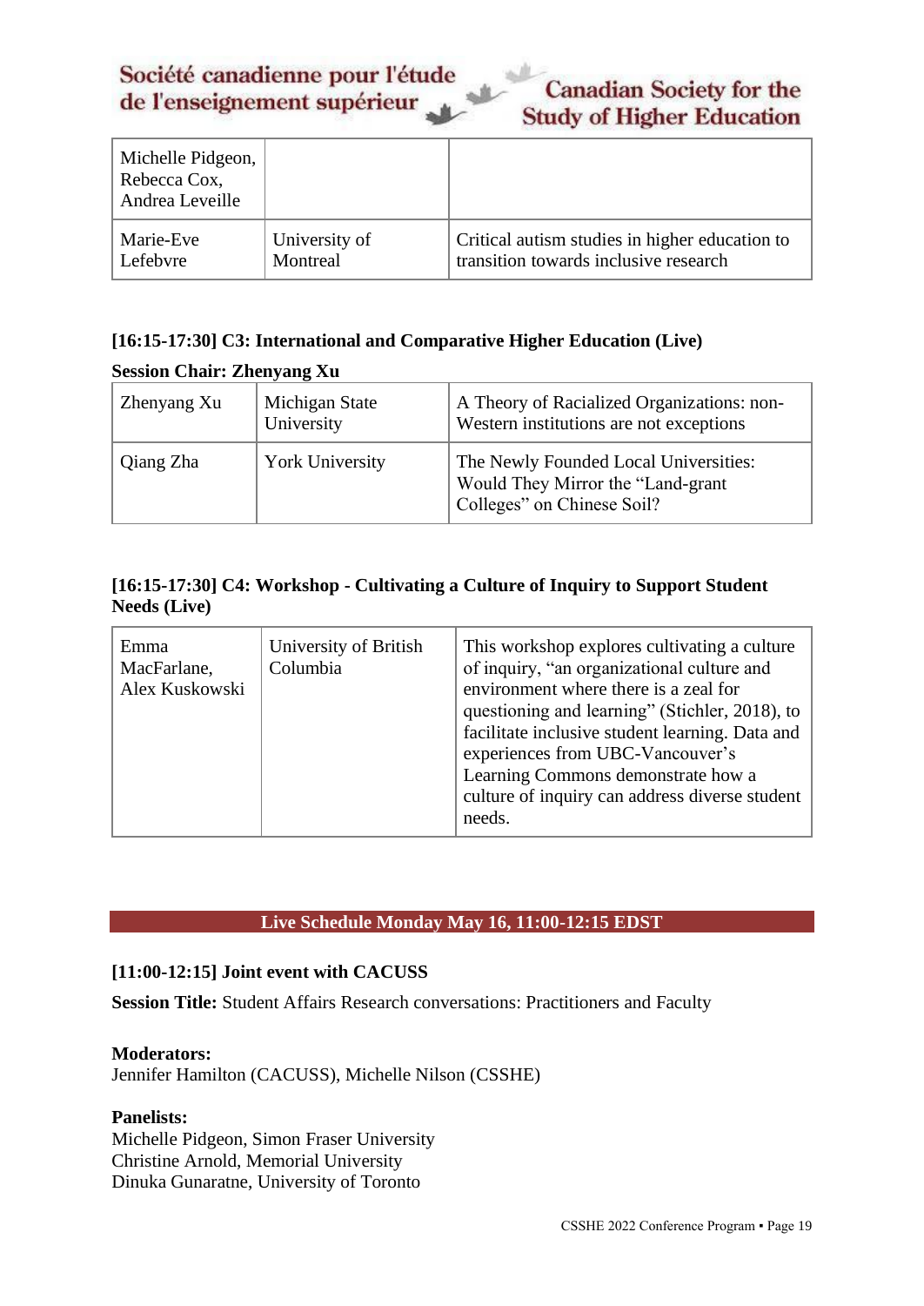| Michelle Pidgeon, Rebecca Cox, Andrea Leveille | | |
|---|---|---|
| Marie-Eve Lefebvre | University of Montreal | Critical autism studies in higher education to transition towards inclusive research |

### [16:15-17:30] C3: International and Comparative Higher Education (Live)

**Session Chair: Zhenyang Xu**

| Zhenyang Xu | Michigan State University | A Theory of Racialized Organizations: non-Western institutions are not exceptions |
|---|---|---|
| Qiang Zha | York University | The Newly Founded Local Universities: Would They Mirror the "Land-grant Colleges" on Chinese Soil? |

### [16:15-17:30] C4: Workshop - Cultivating a Culture of Inquiry to Support Student Needs (Live)

| Emma MacFarlane, Alex Kuskowski | University of British Columbia | This workshop explores cultivating a culture of inquiry, "an organizational culture and environment where there is a zeal for questioning and learning" (Stichler, 2018), to facilitate inclusive student learning. Data and experiences from UBC-Vancouver's Learning Commons demonstrate how a culture of inquiry can address diverse student needs. |
|---|---|---|

## Live Schedule Monday May 16, 11:00-12:15 EDST

### [11:00-12:15] Joint event with CACUSS

**Session Title:** Student Affairs Research conversations: Practitioners and Faculty

**Moderators:**
Jennifer Hamilton (CACUSS), Michelle Nilson (CSSHE)

**Panelists:**
Michelle Pidgeon, Simon Fraser University
Christine Arnold, Memorial University
Dinuka Gunaratne, University of Toronto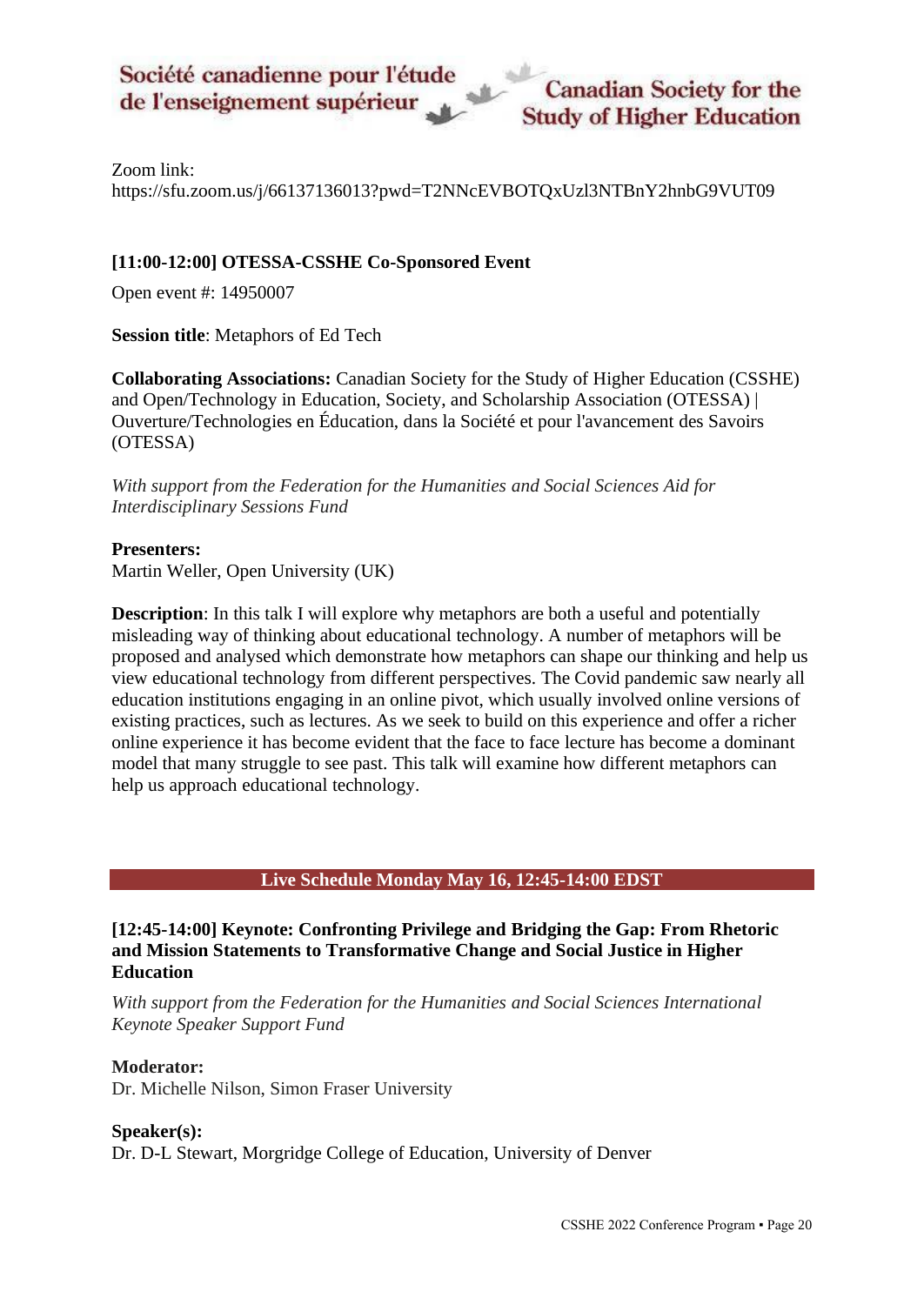Zoom link:
https://sfu.zoom.us/j/66137136013?pwd=T2NNcEVBOTQxUzl3NTBnY2hnbG9VUT09

### [11:00-12:00] OTESSA-CSSHE Co-Sponsored Event

Open event #: 14950007

**Session title**: Metaphors of Ed Tech

**Collaborating Associations:** Canadian Society for the Study of Higher Education (CSSHE) and Open/Technology in Education, Society, and Scholarship Association (OTESSA) | Ouverture/Technologies en Éducation, dans la Société et pour l'avancement des Savoirs (OTESSA)

*With support from the Federation for the Humanities and Social Sciences Aid for Interdisciplinary Sessions Fund*

**Presenters:**
Martin Weller, Open University (UK)

**Description**: In this talk I will explore why metaphors are both a useful and potentially misleading way of thinking about educational technology. A number of metaphors will be proposed and analysed which demonstrate how metaphors can shape our thinking and help us view educational technology from different perspectives. The Covid pandemic saw nearly all education institutions engaging in an online pivot, which usually involved online versions of existing practices, such as lectures. As we seek to build on this experience and offer a richer online experience it has become evident that the face to face lecture has become a dominant model that many struggle to see past. This talk will examine how different metaphors can help us approach educational technology.

## Live Schedule Monday May 16, 12:45-14:00 EDST

### [12:45-14:00] Keynote: Confronting Privilege and Bridging the Gap: From Rhetoric and Mission Statements to Transformative Change and Social Justice in Higher Education

*With support from the Federation for the Humanities and Social Sciences International Keynote Speaker Support Fund*

**Moderator:**
Dr. Michelle Nilson, Simon Fraser University

**Speaker(s):**
Dr. D-L Stewart, Morgridge College of Education, University of Denver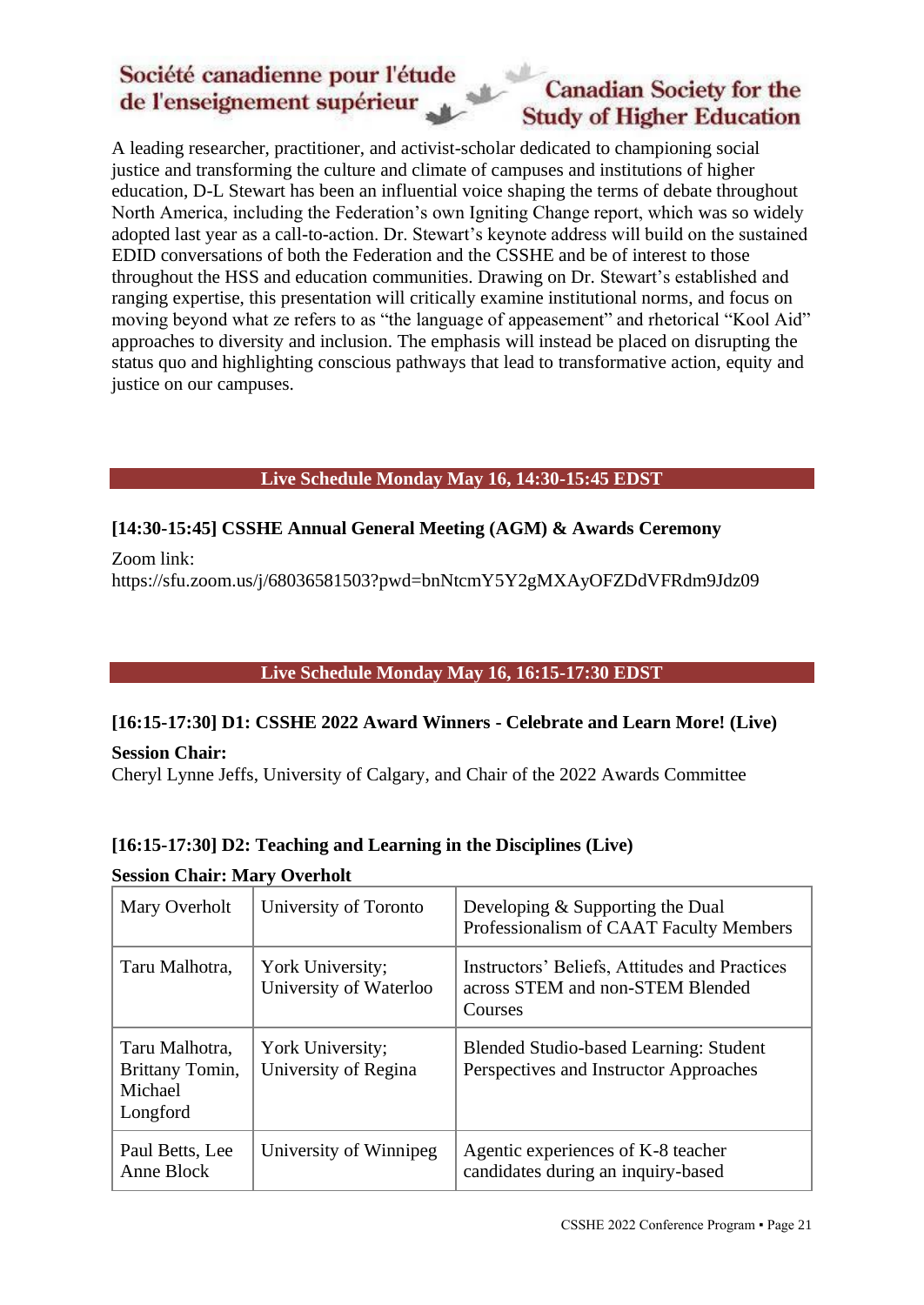A leading researcher, practitioner, and activist-scholar dedicated to championing social justice and transforming the culture and climate of campuses and institutions of higher education, D-L Stewart has been an influential voice shaping the terms of debate throughout North America, including the Federation's own Igniting Change report, which was so widely adopted last year as a call-to-action. Dr. Stewart's keynote address will build on the sustained EDID conversations of both the Federation and the CSSHE and be of interest to those throughout the HSS and education communities. Drawing on Dr. Stewart's established and ranging expertise, this presentation will critically examine institutional norms, and focus on moving beyond what ze refers to as "the language of appeasement" and rhetorical "Kool Aid" approaches to diversity and inclusion. The emphasis will instead be placed on disrupting the status quo and highlighting conscious pathways that lead to transformative action, equity and justice on our campuses.

## Live Schedule Monday May 16, 14:30-15:45 EDST

### [14:30-15:45] CSSHE Annual General Meeting (AGM) & Awards Ceremony

Zoom link:
https://sfu.zoom.us/j/68036581503?pwd=bnNtcmY5Y2gMXAyOFZDdVFRdm9Jdz09

## Live Schedule Monday May 16, 16:15-17:30 EDST

### [16:15-17:30] D1: CSSHE 2022 Award Winners - Celebrate and Learn More! (Live)

**Session Chair:**
Cheryl Lynne Jeffs, University of Calgary, and Chair of the 2022 Awards Committee

### [16:15-17:30] D2: Teaching and Learning in the Disciplines (Live)

**Session Chair: Mary Overholt**

| | | |
|---|---|---|
| Mary Overholt | University of Toronto | Developing & Supporting the Dual Professionalism of CAAT Faculty Members |
| Taru Malhotra, | York University; University of Waterloo | Instructors' Beliefs, Attitudes and Practices across STEM and non-STEM Blended Courses |
| Taru Malhotra, Brittany Tomin, Michael Longford | York University; University of Regina | Blended Studio-based Learning: Student Perspectives and Instructor Approaches |
| Paul Betts, Lee Anne Block | University of Winnipeg | Agentic experiences of K-8 teacher candidates during an inquiry-based |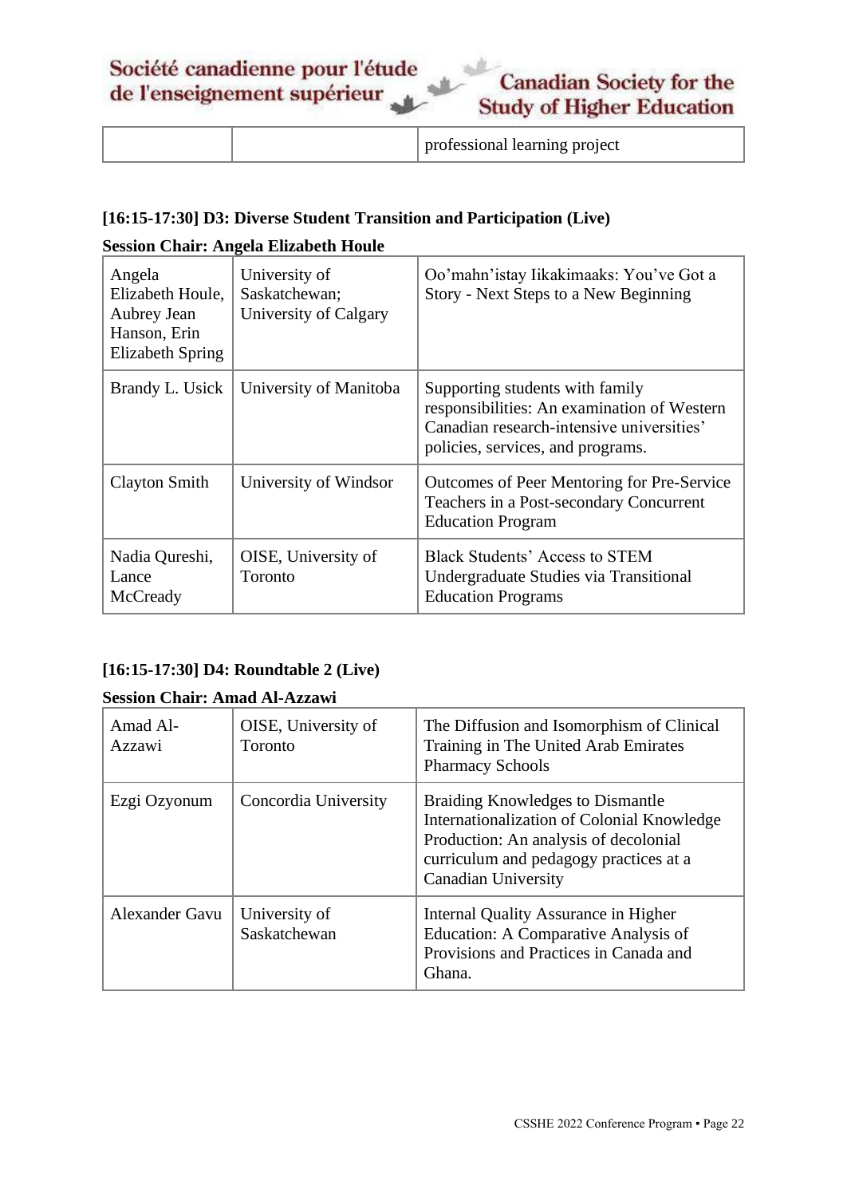| | | professional learning project |
|---|---|---|

**[16:15-17:30] D3: Diverse Student Transition and Participation (Live)**

**Session Chair: Angela Elizabeth Houle**

| | | |
|---|---|---|
| Angela Elizabeth Houle, Aubrey Jean Hanson, Erin Elizabeth Spring | University of Saskatchewan; University of Calgary | Oo'mahn'istay Iikakimaaks: You've Got a Story - Next Steps to a New Beginning |
| Brandy L. Usick | University of Manitoba | Supporting students with family responsibilities: An examination of Western Canadian research-intensive universities' policies, services, and programs. |
| Clayton Smith | University of Windsor | Outcomes of Peer Mentoring for Pre-Service Teachers in a Post-secondary Concurrent Education Program |
| Nadia Qureshi, Lance McCready | OISE, University of Toronto | Black Students' Access to STEM Undergraduate Studies via Transitional Education Programs |

**[16:15-17:30] D4: Roundtable 2 (Live)**

**Session Chair: Amad Al-Azzawi**

| | | |
|---|---|---|
| Amad Al-Azzawi | OISE, University of Toronto | The Diffusion and Isomorphism of Clinical Training in The United Arab Emirates Pharmacy Schools |
| Ezgi Ozyonum | Concordia University | Braiding Knowledges to Dismantle Internationalization of Colonial Knowledge Production: An analysis of decolonial curriculum and pedagogy practices at a Canadian University |
| Alexander Gavu | University of Saskatchewan | Internal Quality Assurance in Higher Education: A Comparative Analysis of Provisions and Practices in Canada and Ghana. |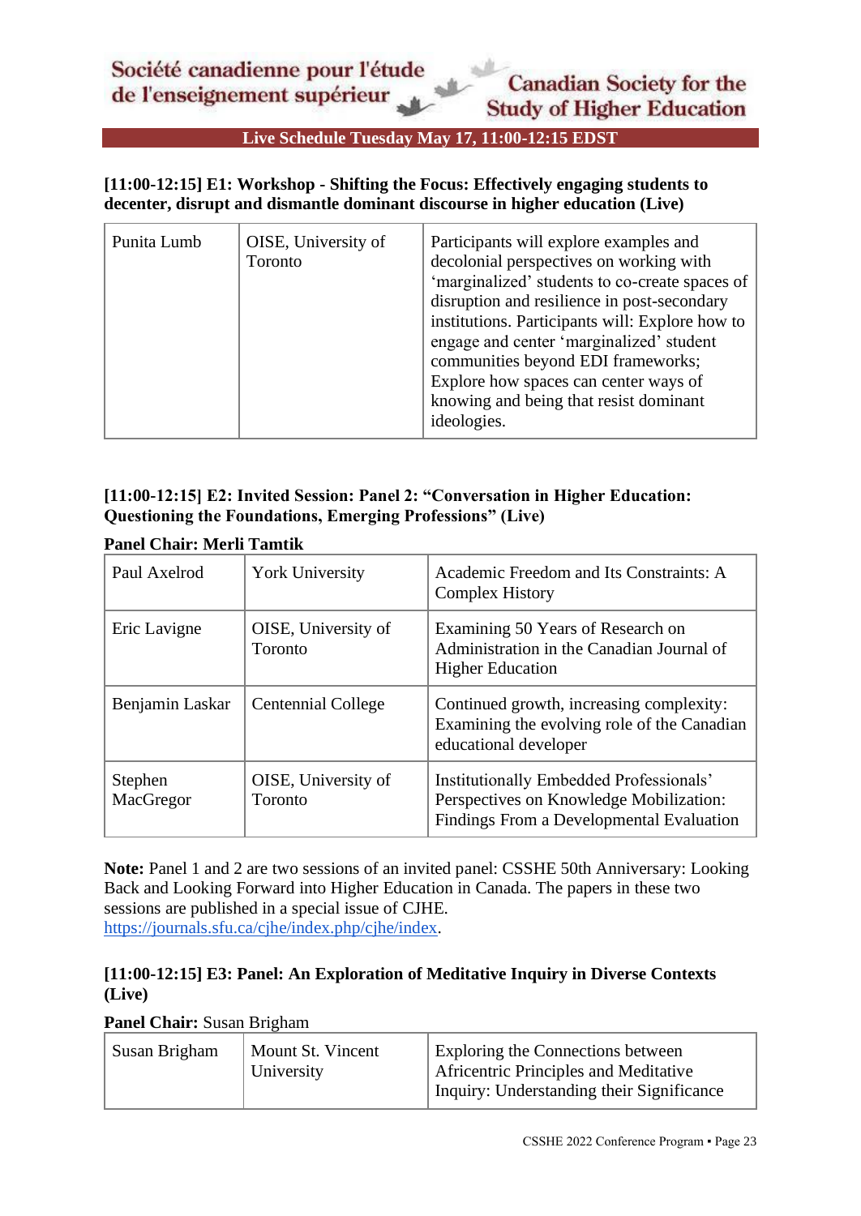**Live Schedule Tuesday May 17, 11:00-12:15 EDST**

### [11:00-12:15] E1: Workshop - Shifting the Focus: Effectively engaging students to decenter, disrupt and dismantle dominant discourse in higher education (Live)

| | | |
|---|---|---|
| Punita Lumb | OISE, University of Toronto | Participants will explore examples and decolonial perspectives on working with ‘marginalized’ students to co-create spaces of disruption and resilience in post-secondary institutions. Participants will: Explore how to engage and center ‘marginalized’ student communities beyond EDI frameworks; Explore how spaces can center ways of knowing and being that resist dominant ideologies. |

### [11:00-12:15] E2: Invited Session: Panel 2: “Conversation in Higher Education: Questioning the Foundations, Emerging Professions” (Live)

**Panel Chair: Merli Tamtik**

| | | |
|---|---|---|
| Paul Axelrod | York University | Academic Freedom and Its Constraints: A Complex History |
| Eric Lavigne | OISE, University of Toronto | Examining 50 Years of Research on Administration in the Canadian Journal of Higher Education |
| Benjamin Laskar | Centennial College | Continued growth, increasing complexity: Examining the evolving role of the Canadian educational developer |
| Stephen MacGregor | OISE, University of Toronto | Institutionally Embedded Professionals’ Perspectives on Knowledge Mobilization: Findings From a Developmental Evaluation |

**Note:** Panel 1 and 2 are two sessions of an invited panel: CSSHE 50th Anniversary: Looking Back and Looking Forward into Higher Education in Canada. The papers in these two sessions are published in a special issue of CJHE. https://journals.sfu.ca/cjhe/index.php/cjhe/index.

### [11:00-12:15] E3: Panel: An Exploration of Meditative Inquiry in Diverse Contexts (Live)

**Panel Chair:** Susan Brigham

| | | |
|---|---|---|
| Susan Brigham | Mount St. Vincent University | Exploring the Connections between Africentric Principles and Meditative Inquiry: Understanding their Significance |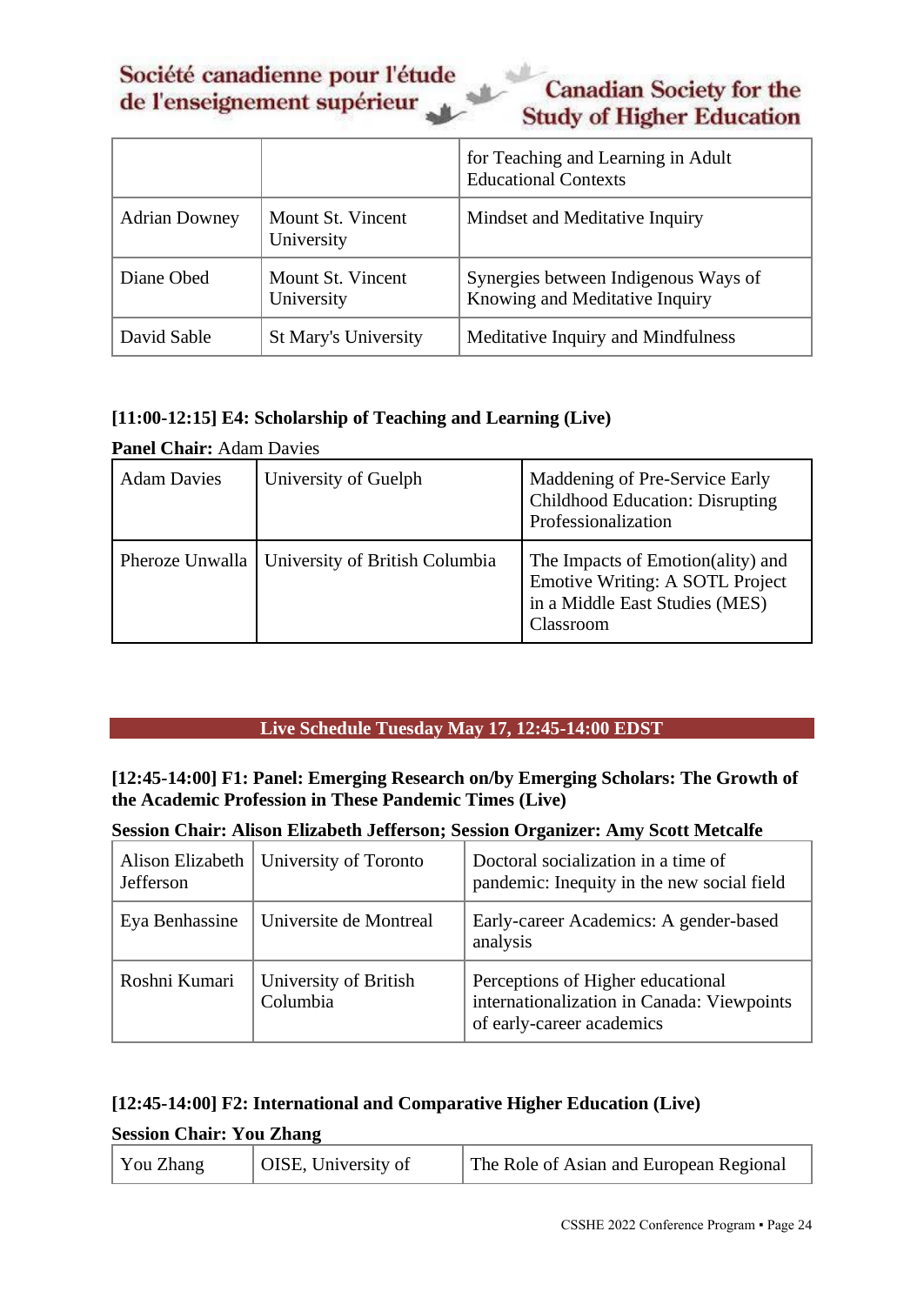| | | |
|---|---|---|
| | | for Teaching and Learning in Adult Educational Contexts |
| Adrian Downey | Mount St. Vincent University | Mindset and Meditative Inquiry |
| Diane Obed | Mount St. Vincent University | Synergies between Indigenous Ways of Knowing and Meditative Inquiry |
| David Sable | St Mary's University | Meditative Inquiry and Mindfulness |

### [11:00-12:15] E4: Scholarship of Teaching and Learning (Live)

**Panel Chair:** Adam Davies

| | | |
|---|---|---|
| Adam Davies | University of Guelph | Maddening of Pre-Service Early Childhood Education: Disrupting Professionalization |
| Pheroze Unwalla | University of British Columbia | The Impacts of Emotion(ality) and Emotive Writing: A SOTL Project in a Middle East Studies (MES) Classroom |

## Live Schedule Tuesday May 17, 12:45-14:00 EDST

### [12:45-14:00] F1: Panel: Emerging Research on/by Emerging Scholars: The Growth of the Academic Profession in These Pandemic Times (Live)

**Session Chair: Alison Elizabeth Jefferson; Session Organizer: Amy Scott Metcalfe**

| | | |
|---|---|---|
| Alison Elizabeth Jefferson | University of Toronto | Doctoral socialization in a time of pandemic: Inequity in the new social field |
| Eya Benhassine | Universite de Montreal | Early-career Academics: A gender-based analysis |
| Roshni Kumari | University of British Columbia | Perceptions of Higher educational internationalization in Canada: Viewpoints of early-career academics |

### [12:45-14:00] F2: International and Comparative Higher Education (Live)

**Session Chair: You Zhang**

| | | |
|---|---|---|
| You Zhang | OISE, University of | The Role of Asian and European Regional |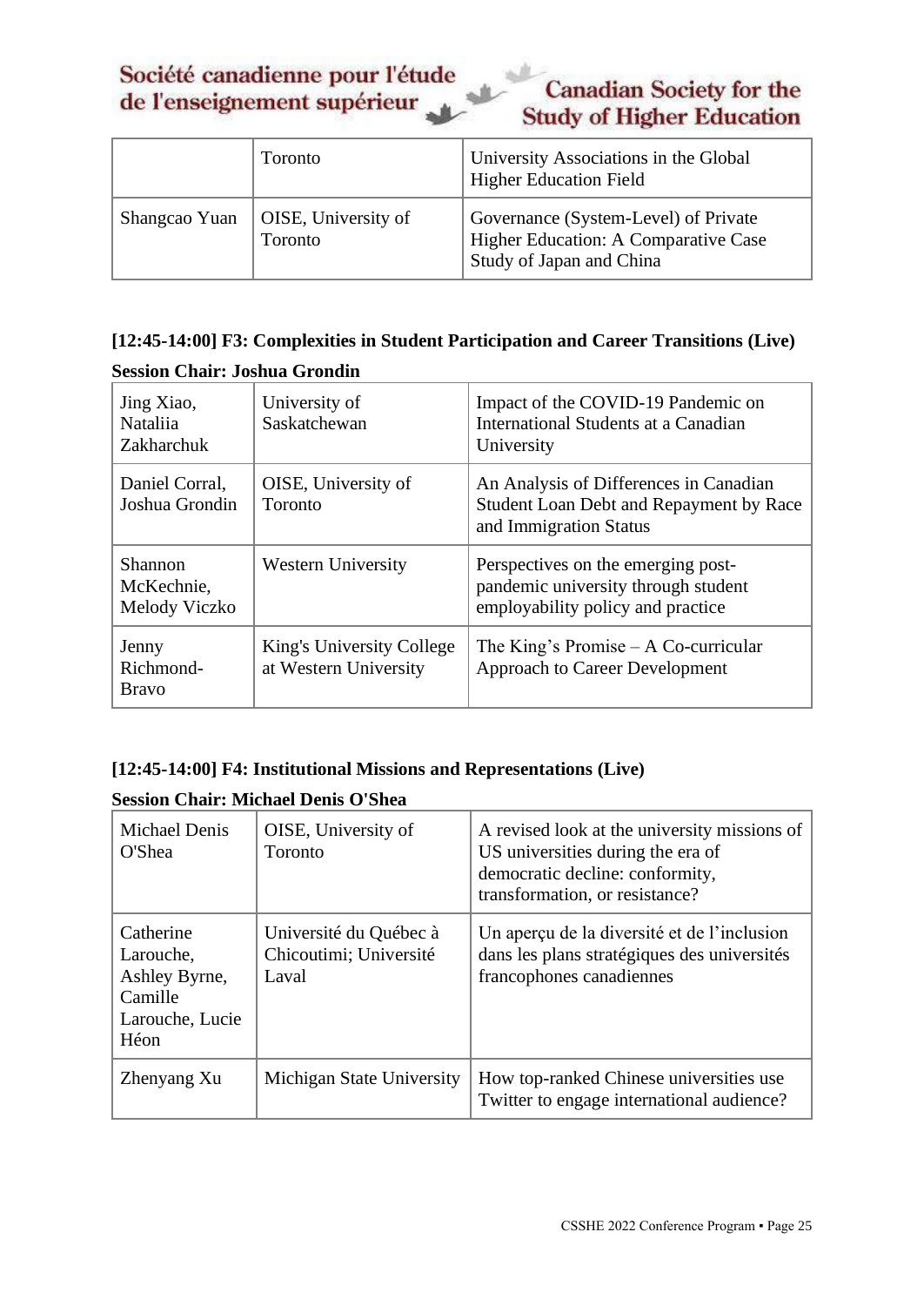| | Toronto | University Associations in the Global Higher Education Field |
|---|---|---|
| Shangcao Yuan | OISE, University of Toronto | Governance (System-Level) of Private Higher Education: A Comparative Case Study of Japan and China |

### [12:45-14:00] F3: Complexities in Student Participation and Career Transitions (Live)

**Session Chair: Joshua Grondin**

| | | |
|---|---|---|
| Jing Xiao, Nataliia Zakharchuk | University of Saskatchewan | Impact of the COVID-19 Pandemic on International Students at a Canadian University |
| Daniel Corral, Joshua Grondin | OISE, University of Toronto | An Analysis of Differences in Canadian Student Loan Debt and Repayment by Race and Immigration Status |
| Shannon McKechnie, Melody Viczko | Western University | Perspectives on the emerging post-pandemic university through student employability policy and practice |
| Jenny Richmond-Bravo | King's University College at Western University | The King's Promise – A Co-curricular Approach to Career Development |

### [12:45-14:00] F4: Institutional Missions and Representations (Live)

**Session Chair: Michael Denis O'Shea**

| | | |
|---|---|---|
| Michael Denis O'Shea | OISE, University of Toronto | A revised look at the university missions of US universities during the era of democratic decline: conformity, transformation, or resistance? |
| Catherine Larouche, Ashley Byrne, Camille Larouche, Lucie Héon | Université du Québec à Chicoutimi; Université Laval | Un aperçu de la diversité et de l'inclusion dans les plans stratégiques des universités francophones canadiennes |
| Zhenyang Xu | Michigan State University | How top-ranked Chinese universities use Twitter to engage international audience? |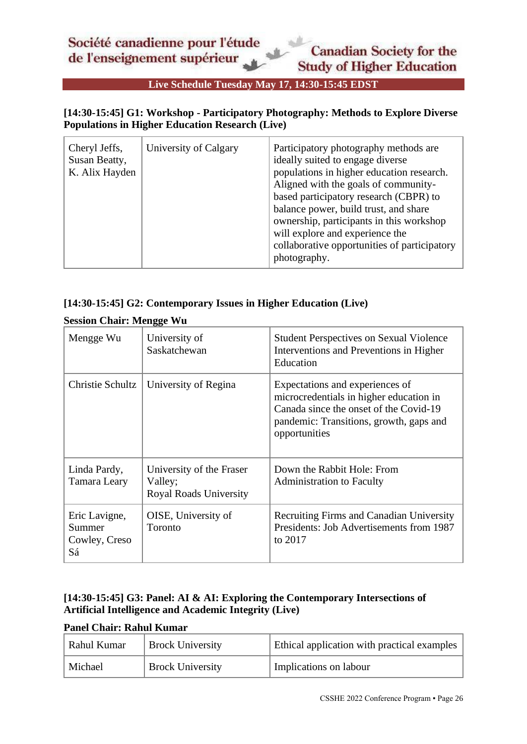**Live Schedule Tuesday May 17, 14:30-15:45 EDST**

### [14:30-15:45] G1: Workshop - Participatory Photography: Methods to Explore Diverse Populations in Higher Education Research (Live)

| | | |
|---|---|---|
| Cheryl Jeffs, Susan Beatty, K. Alix Hayden | University of Calgary | Participatory photography methods are ideally suited to engage diverse populations in higher education research. Aligned with the goals of community-based participatory research (CBPR) to balance power, build trust, and share ownership, participants in this workshop will explore and experience the collaborative opportunities of participatory photography. |

### [14:30-15:45] G2: Contemporary Issues in Higher Education (Live)

**Session Chair: Mengge Wu**

| | | |
|---|---|---|
| Mengge Wu | University of Saskatchewan | Student Perspectives on Sexual Violence Interventions and Preventions in Higher Education |
| Christie Schultz | University of Regina | Expectations and experiences of microcredentials in higher education in Canada since the onset of the Covid-19 pandemic: Transitions, growth, gaps and opportunities |
| Linda Pardy, Tamara Leary | University of the Fraser Valley; Royal Roads University | Down the Rabbit Hole: From Administration to Faculty |
| Eric Lavigne, Summer Cowley, Creso Sá | OISE, University of Toronto | Recruiting Firms and Canadian University Presidents: Job Advertisements from 1987 to 2017 |

### [14:30-15:45] G3: Panel: AI & AI: Exploring the Contemporary Intersections of Artificial Intelligence and Academic Integrity (Live)

**Panel Chair: Rahul Kumar**

| | | |
|---|---|---|
| Rahul Kumar | Brock University | Ethical application with practical examples |
| Michael | Brock University | Implications on labour |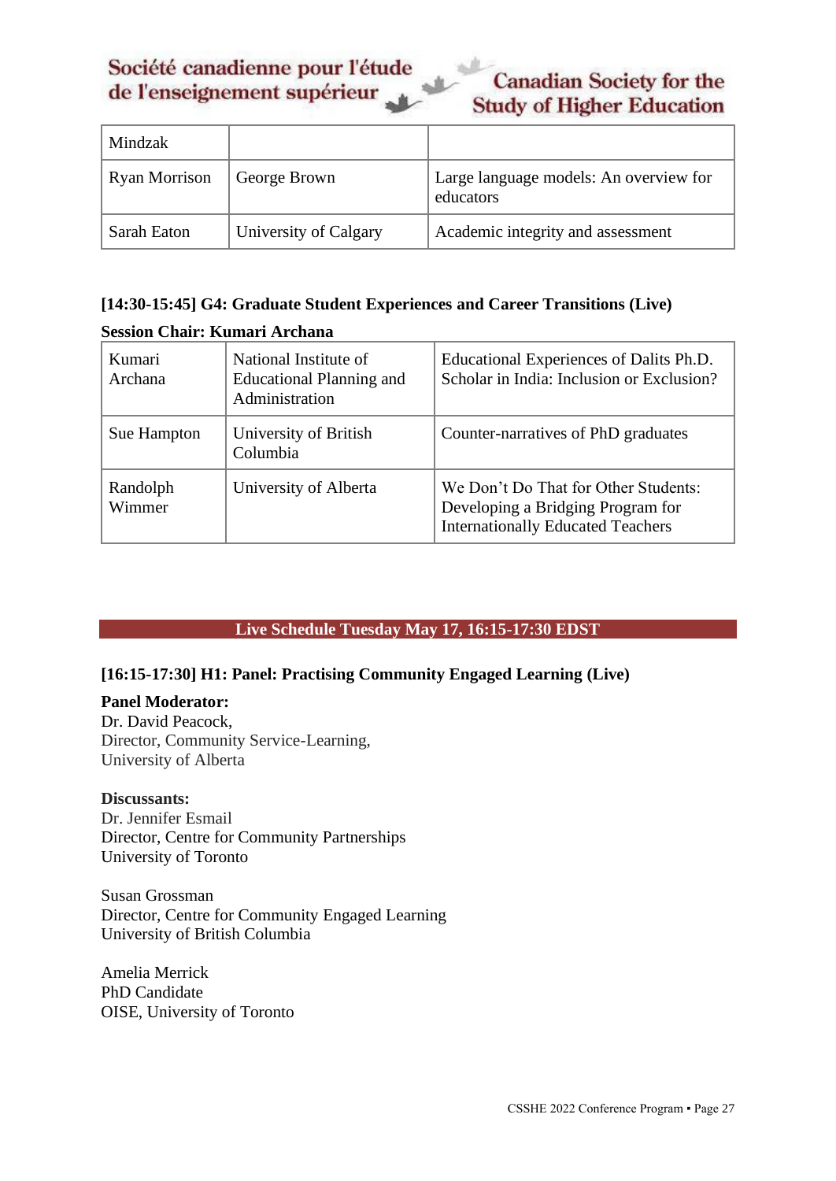| Mindzak | | |
|---|---|---|
| Ryan Morrison | George Brown | Large language models: An overview for educators |
| Sarah Eaton | University of Calgary | Academic integrity and assessment |

**[14:30-15:45] G4: Graduate Student Experiences and Career Transitions (Live)**

**Session Chair: Kumari Archana**

| Kumari Archana | National Institute of Educational Planning and Administration | Educational Experiences of Dalits Ph.D. Scholar in India: Inclusion or Exclusion? |
|---|---|---|
| Sue Hampton | University of British Columbia | Counter-narratives of PhD graduates |
| Randolph Wimmer | University of Alberta | We Don't Do That for Other Students: Developing a Bridging Program for Internationally Educated Teachers |

## Live Schedule Tuesday May 17, 16:15-17:30 EDST

**[16:15-17:30] H1: Panel: Practising Community Engaged Learning (Live)**

**Panel Moderator:**
Dr. David Peacock,
Director, Community Service-Learning,
University of Alberta

**Discussants:**
Dr. Jennifer Esmail
Director, Centre for Community Partnerships
University of Toronto

Susan Grossman
Director, Centre for Community Engaged Learning
University of British Columbia

Amelia Merrick
PhD Candidate
OISE, University of Toronto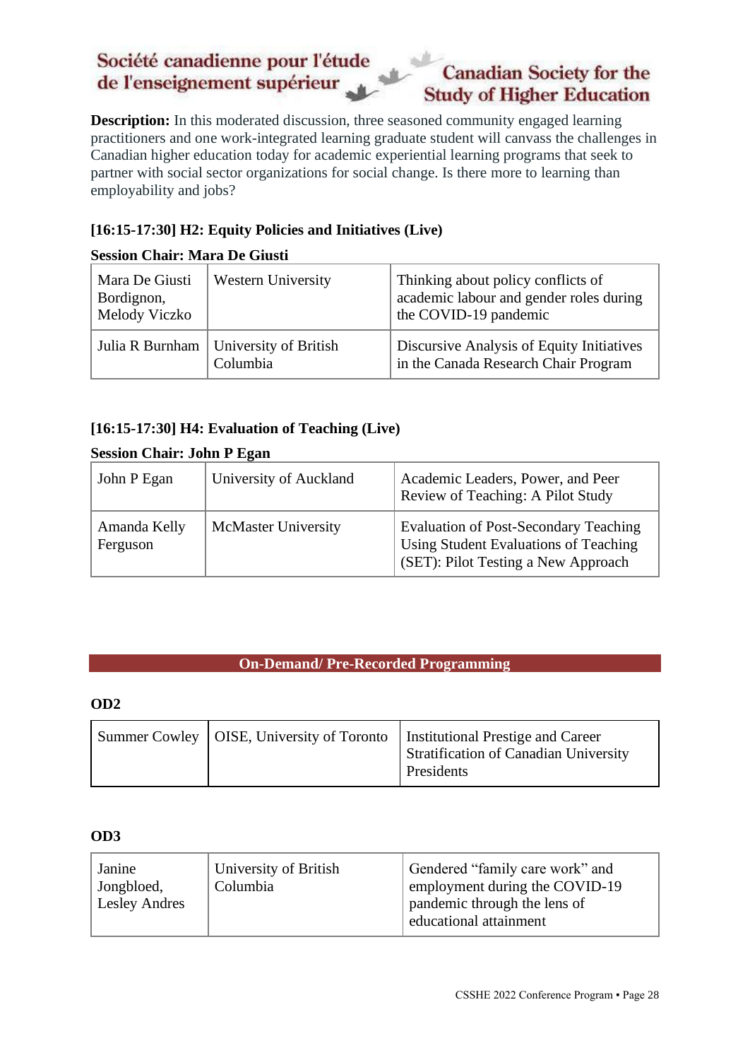**Description:** In this moderated discussion, three seasoned community engaged learning practitioners and one work-integrated learning graduate student will canvass the challenges in Canadian higher education today for academic experiential learning programs that seek to partner with social sector organizations for social change. Is there more to learning than employability and jobs?

**[16:15-17:30] H2: Equity Policies and Initiatives (Live)**

**Session Chair: Mara De Giusti**

| | | |
|---|---|---|
| Mara De Giusti Bordignon, Melody Viczko | Western University | Thinking about policy conflicts of academic labour and gender roles during the COVID-19 pandemic |
| Julia R Burnham | University of British Columbia | Discursive Analysis of Equity Initiatives in the Canada Research Chair Program |

**[16:15-17:30] H4: Evaluation of Teaching (Live)**

**Session Chair: John P Egan**

| | | |
|---|---|---|
| John P Egan | University of Auckland | Academic Leaders, Power, and Peer Review of Teaching: A Pilot Study |
| Amanda Kelly Ferguson | McMaster University | Evaluation of Post-Secondary Teaching Using Student Evaluations of Teaching (SET): Pilot Testing a New Approach |

## On-Demand/ Pre-Recorded Programming

**OD2**

| | | |
|---|---|---|
| Summer Cowley | OISE, University of Toronto | Institutional Prestige and Career Stratification of Canadian University Presidents |

**OD3**

| | | |
|---|---|---|
| Janine Jongbloed, Lesley Andres | University of British Columbia | Gendered "family care work" and employment during the COVID-19 pandemic through the lens of educational attainment |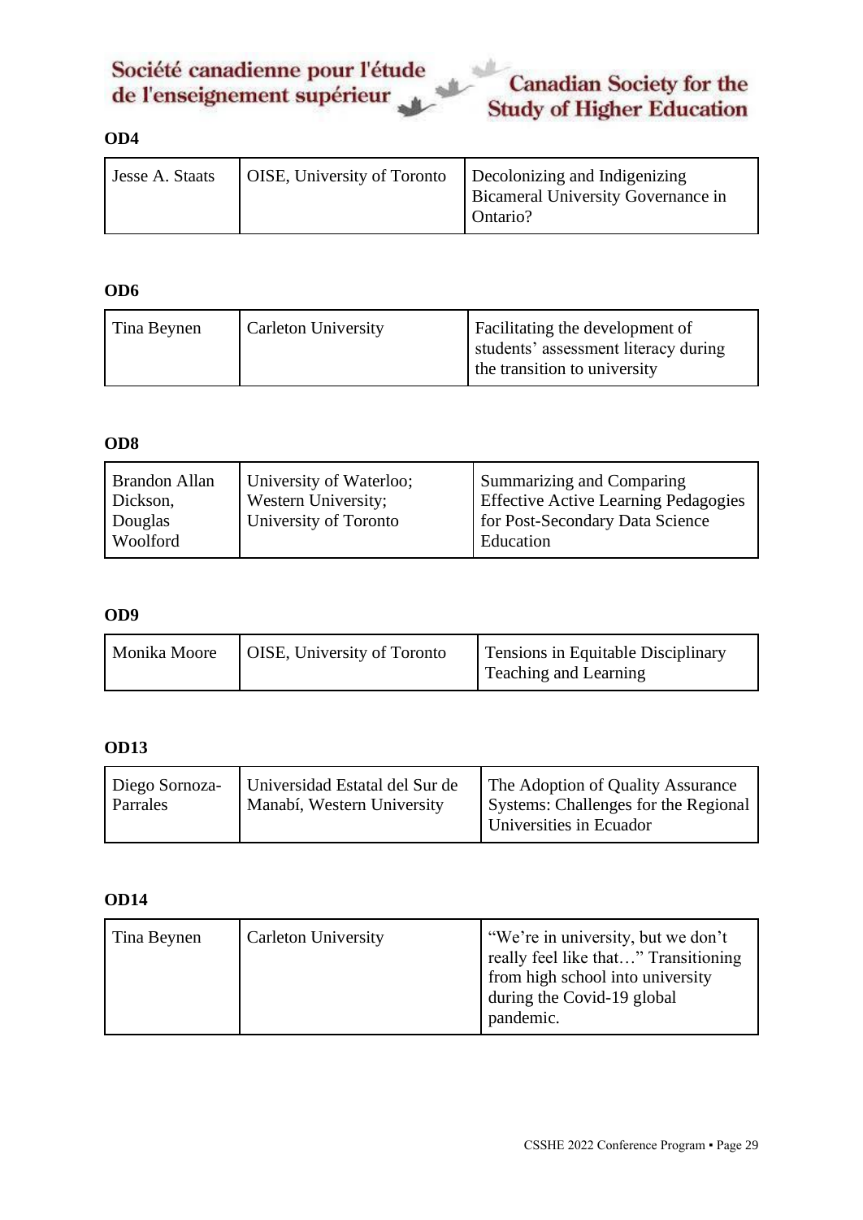#### OD4

| Jesse A. Staats | OISE, University of Toronto | Decolonizing and Indigenizing Bicameral University Governance in Ontario? |
|---|---|---|

#### OD6

| Tina Beynen | Carleton University | Facilitating the development of students' assessment literacy during the transition to university |
|---|---|---|

#### OD8

| Brandon Allan Dickson, Douglas Woolford | University of Waterloo; Western University; University of Toronto | Summarizing and Comparing Effective Active Learning Pedagogies for Post-Secondary Data Science Education |
|---|---|---|

#### OD9

| Monika Moore | OISE, University of Toronto | Tensions in Equitable Disciplinary Teaching and Learning |
|---|---|---|

#### OD13

| Diego Sornoza-Parrales | Universidad Estatal del Sur de Manabí, Western University | The Adoption of Quality Assurance Systems: Challenges for the Regional Universities in Ecuador |
|---|---|---|

#### OD14

| Tina Beynen | Carleton University | "We're in university, but we don't really feel like that…" Transitioning from high school into university during the Covid-19 global pandemic. |
|---|---|---|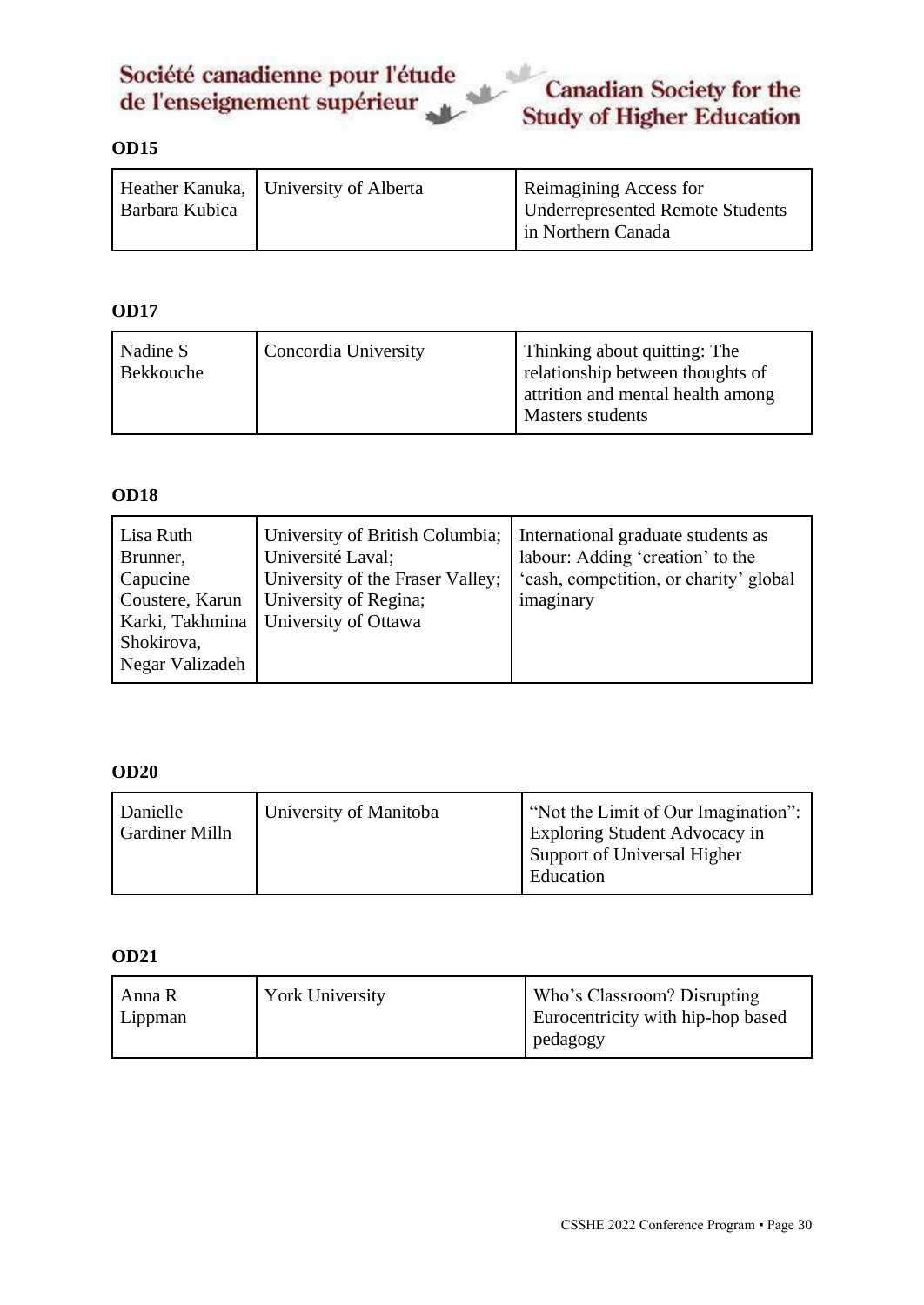### OD15

| Heather Kanuka, Barbara Kubica | University of Alberta | Reimagining Access for Underrepresented Remote Students in Northern Canada |
|---|---|---|

### OD17

| Nadine S Bekkouche | Concordia University | Thinking about quitting: The relationship between thoughts of attrition and mental health among Masters students |
|---|---|---|

### OD18

| Lisa Ruth Brunner, Capucine Coustere, Karun Karki, Takhmina Shokirova, Negar Valizadeh | University of British Columbia; Université Laval; University of the Fraser Valley; University of Regina; University of Ottawa | International graduate students as labour: Adding ‘creation’ to the ‘cash, competition, or charity’ global imaginary |
|---|---|---|

### OD20

| Danielle Gardiner Milln | University of Manitoba | “Not the Limit of Our Imagination”: Exploring Student Advocacy in Support of Universal Higher Education |
|---|---|---|

### OD21

| Anna R Lippman | York University | Who’s Classroom? Disrupting Eurocentricity with hip-hop based pedagogy |
|---|---|---|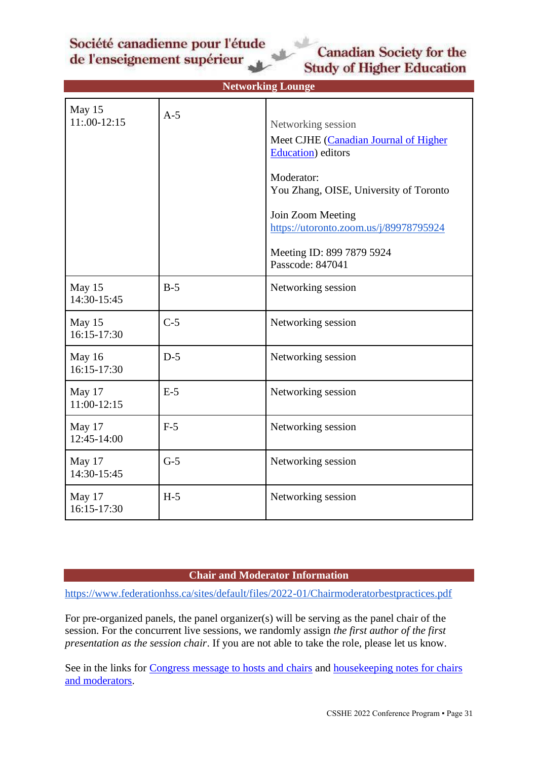## Networking Lounge

| | | |
|---|---|---|
| May 15<br>11:.00-12:15 | A-5 | Networking session<br>Meet CJHE (Canadian Journal of Higher Education) editors<br><br>Moderator:<br>You Zhang, OISE, University of Toronto<br><br>Join Zoom Meeting<br>https://utoronto.zoom.us/j/89978795924<br><br>Meeting ID: 899 7879 5924<br>Passcode: 847041 |
| May 15<br>14:30-15:45 | B-5 | Networking session |
| May 15<br>16:15-17:30 | C-5 | Networking session |
| May 16<br>16:15-17:30 | D-5 | Networking session |
| May 17<br>11:00-12:15 | E-5 | Networking session |
| May 17<br>12:45-14:00 | F-5 | Networking session |
| May 17<br>14:30-15:45 | G-5 | Networking session |
| May 17<br>16:15-17:30 | H-5 | Networking session |

## Chair and Moderator Information

https://www.federationhss.ca/sites/default/files/2022-01/Chairmoderatorbestpractices.pdf

For pre-organized panels, the panel organizer(s) will be serving as the panel chair of the session. For the concurrent live sessions, we randomly assign *the first author of the first presentation as the session chair*. If you are not able to take the role, please let us know.

See in the links for Congress message to hosts and chairs and housekeeping notes for chairs and moderators.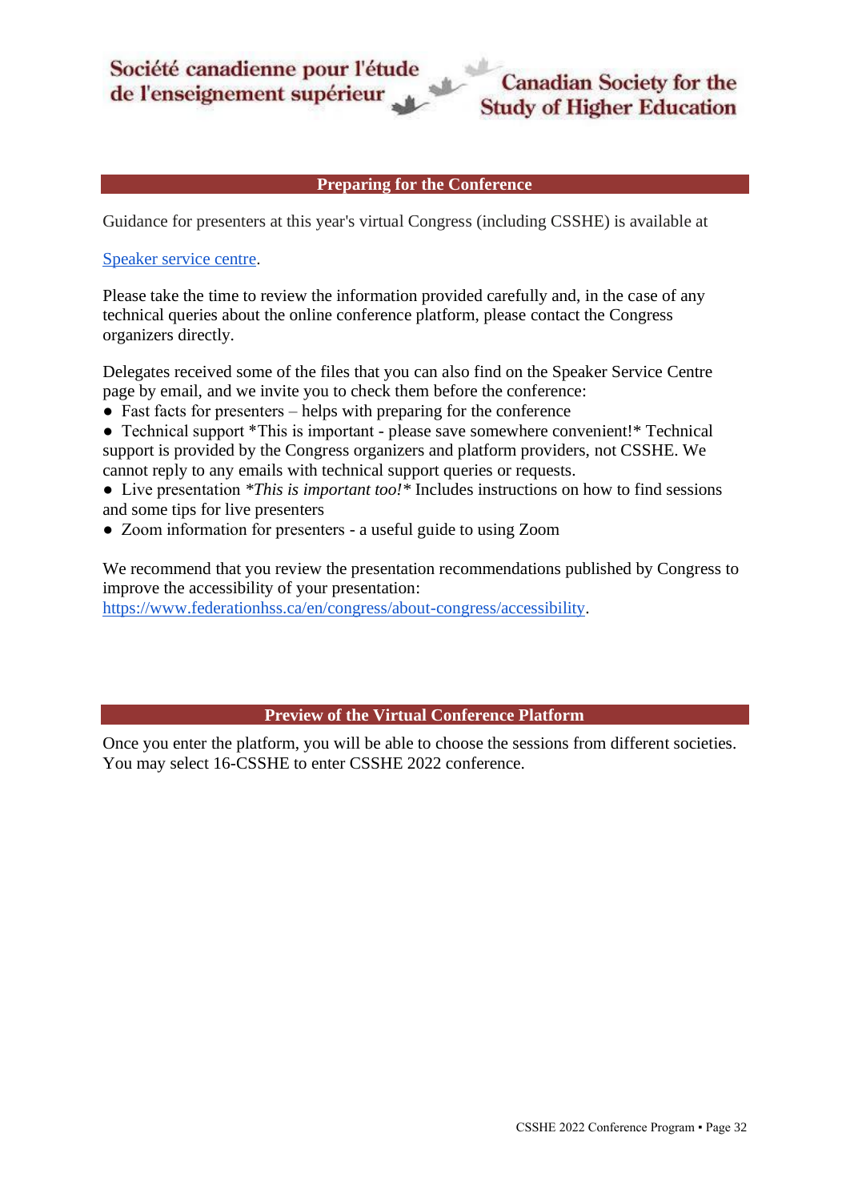## Preparing for the Conference

Guidance for presenters at this year's virtual Congress (including CSSHE) is available at

[Speaker service centre](#).

Please take the time to review the information provided carefully and, in the case of any technical queries about the online conference platform, please contact the Congress organizers directly.

Delegates received some of the files that you can also find on the Speaker Service Centre page by email, and we invite you to check them before the conference:

- Fast facts for presenters – helps with preparing for the conference
- Technical support *This is important - please save somewhere convenient!* Technical support is provided by the Congress organizers and platform providers, not CSSHE. We cannot reply to any emails with technical support queries or requests.
- Live presentation **This is important too!** Includes instructions on how to find sessions and some tips for live presenters
- Zoom information for presenters - a useful guide to using Zoom

We recommend that you review the presentation recommendations published by Congress to improve the accessibility of your presentation: [https://www.federationhss.ca/en/congress/about-congress/accessibility](https://www.federationhss.ca/en/congress/about-congress/accessibility).

## Preview of the Virtual Conference Platform

Once you enter the platform, you will be able to choose the sessions from different societies. You may select 16-CSSHE to enter CSSHE 2022 conference.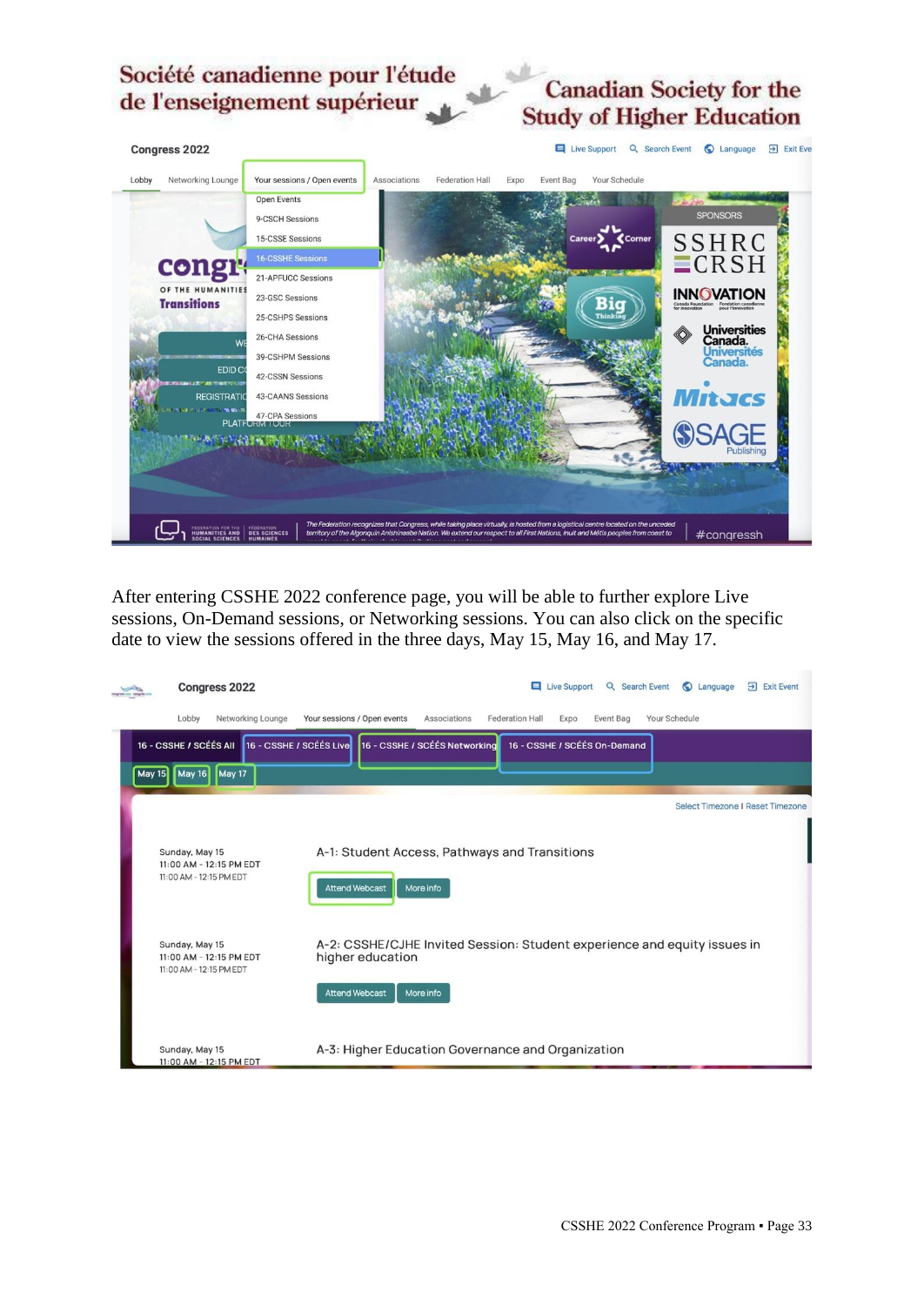After entering CSSHE 2022 conference page, you will be able to further explore Live sessions, On-Demand sessions, or Networking sessions. You can also click on the specific date to view the sessions offered in the three days, May 15, May 16, and May 17.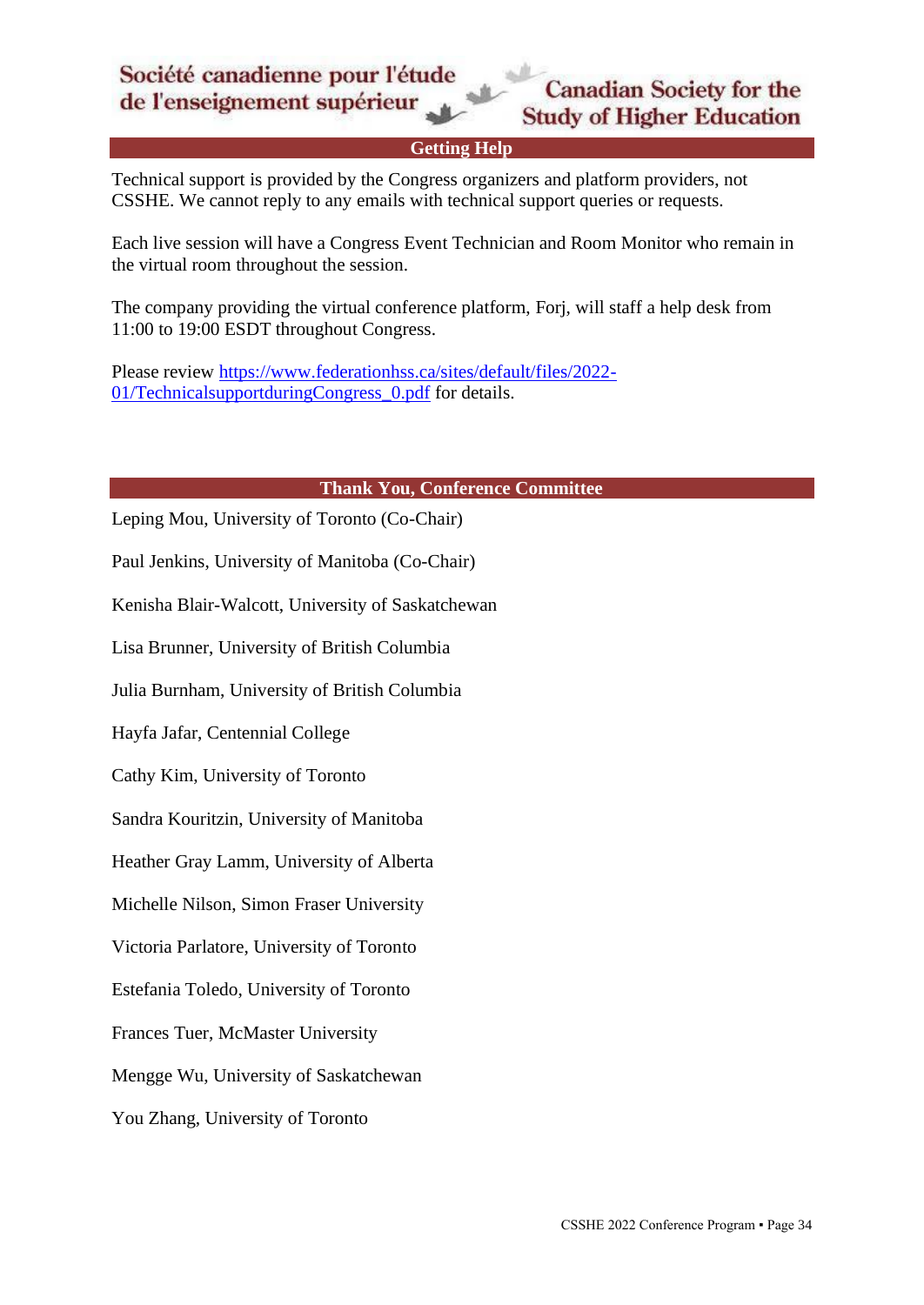## Getting Help

Technical support is provided by the Congress organizers and platform providers, not CSSHE. We cannot reply to any emails with technical support queries or requests.

Each live session will have a Congress Event Technician and Room Monitor who remain in the virtual room throughout the session.

The company providing the virtual conference platform, Forj, will staff a help desk from 11:00 to 19:00 ESDT throughout Congress.

Please review [https://www.federationhss.ca/sites/default/files/2022-01/TechnicalsupportduringCongress_0.pdf](https://www.federationhss.ca/sites/default/files/2022-01/TechnicalsupportduringCongress_0.pdf) for details.

## Thank You, Conference Committee

Leping Mou, University of Toronto (Co-Chair)

Paul Jenkins, University of Manitoba (Co-Chair)

Kenisha Blair-Walcott, University of Saskatchewan

Lisa Brunner, University of British Columbia

Julia Burnham, University of British Columbia

Hayfa Jafar, Centennial College

Cathy Kim, University of Toronto

Sandra Kouritzin, University of Manitoba

Heather Gray Lamm, University of Alberta

Michelle Nilson, Simon Fraser University

Victoria Parlatore, University of Toronto

Estefania Toledo, University of Toronto

Frances Tuer, McMaster University

Mengge Wu, University of Saskatchewan

You Zhang, University of Toronto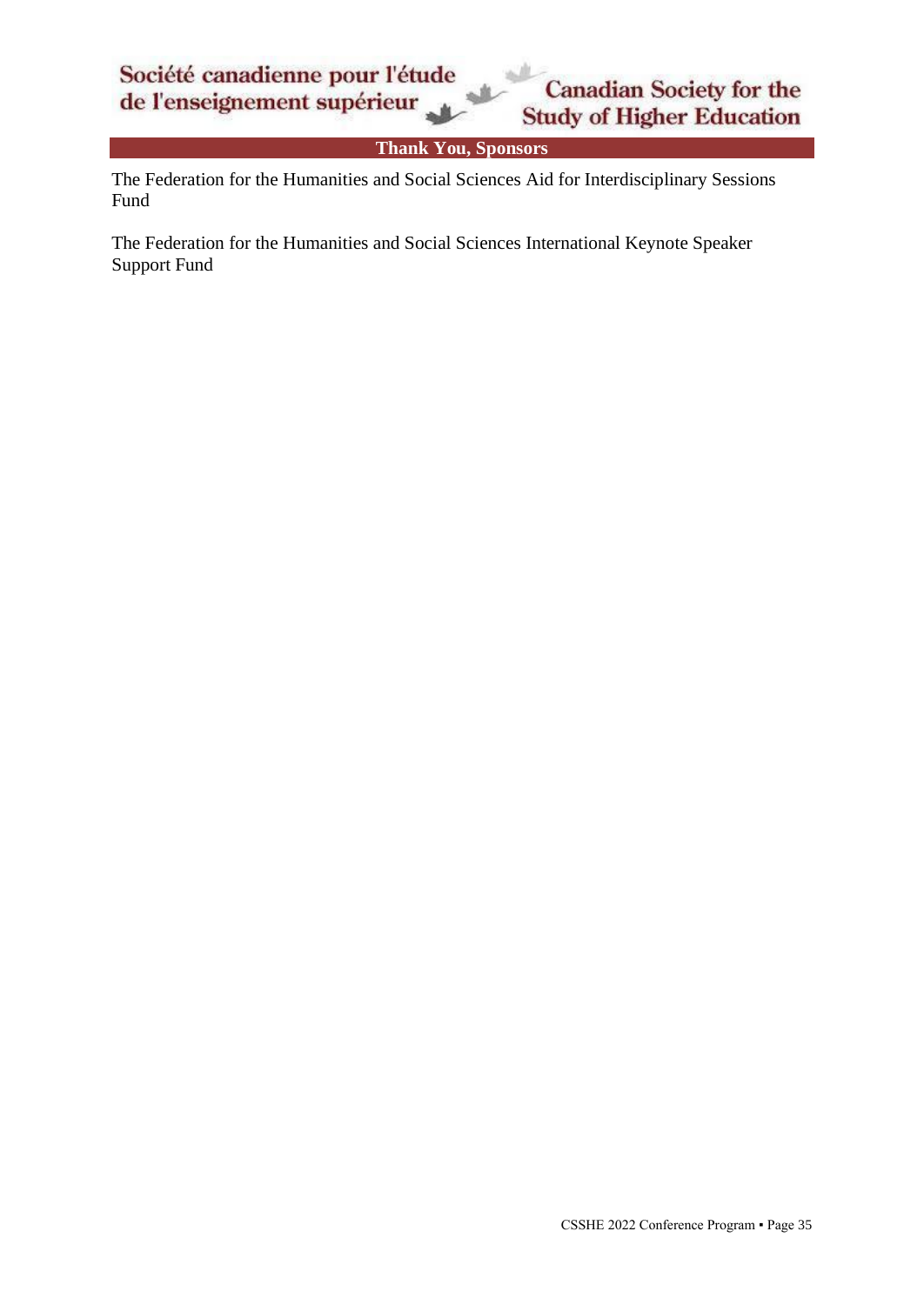## Thank You, Sponsors

The Federation for the Humanities and Social Sciences Aid for Interdisciplinary Sessions Fund

The Federation for the Humanities and Social Sciences International Keynote Speaker Support Fund